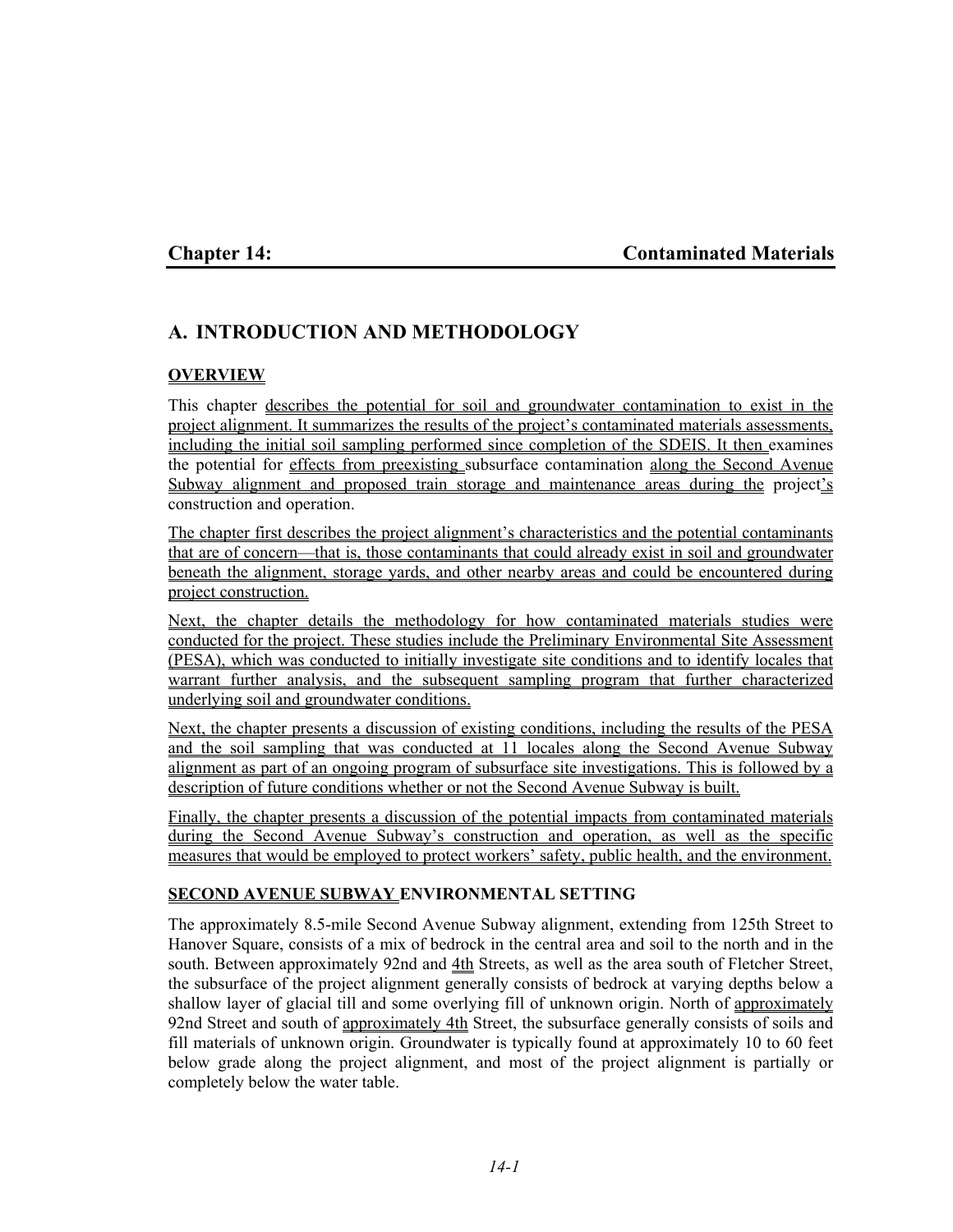# Chapter 14: Contaminated Materials

## A. INTRODUCTION AND METHODOLOGY

### OVERVIEW

This chapter describes the potential for soil and groundwater contamination to exist in the project alignment. It summarizes the results of the project's contaminated materials assessments, including the initial soil sampling performed since completion of the SDEIS. It then examines the potential for effects from preexisting subsurface contamination along the Second Avenue Subway alignment and proposed train storage and maintenance areas during the project's construction and operation.

The chapter first describes the project alignment's characteristics and the potential contaminants that are of concern—that is, those contaminants that could already exist in soil and groundwater beneath the alignment, storage yards, and other nearby areas and could be encountered during project construction.

Next, the chapter details the methodology for how contaminated materials studies were conducted for the project. These studies include the Preliminary Environmental Site Assessment (PESA), which was conducted to initially investigate site conditions and to identify locales that warrant further analysis, and the subsequent sampling program that further characterized underlying soil and groundwater conditions.

Next, the chapter presents a discussion of existing conditions, including the results of the PESA and the soil sampling that was conducted at 11 locales along the Second Avenue Subway alignment as part of an ongoing program of subsurface site investigations. This is followed by a description of future conditions whether or not the Second Avenue Subway is built.

Finally, the chapter presents a discussion of the potential impacts from contaminated materials during the Second Avenue Subway's construction and operation, as well as the specific measures that would be employed to protect workers' safety, public health, and the environment.

### SECOND AVENUE SUBWAY ENVIRONMENTAL SETTING

The approximately 8.5-mile Second Avenue Subway alignment, extending from 125th Street to Hanover Square, consists of a mix of bedrock in the central area and soil to the north and in the south. Between approximately 92nd and 4th Streets, as well as the area south of Fletcher Street, the subsurface of the project alignment generally consists of bedrock at varying depths below a shallow layer of glacial till and some overlying fill of unknown origin. North of approximately 92nd Street and south of approximately 4th Street, the subsurface generally consists of soils and fill materials of unknown origin. Groundwater is typically found at approximately 10 to 60 feet below grade along the project alignment, and most of the project alignment is partially or completely below the water table.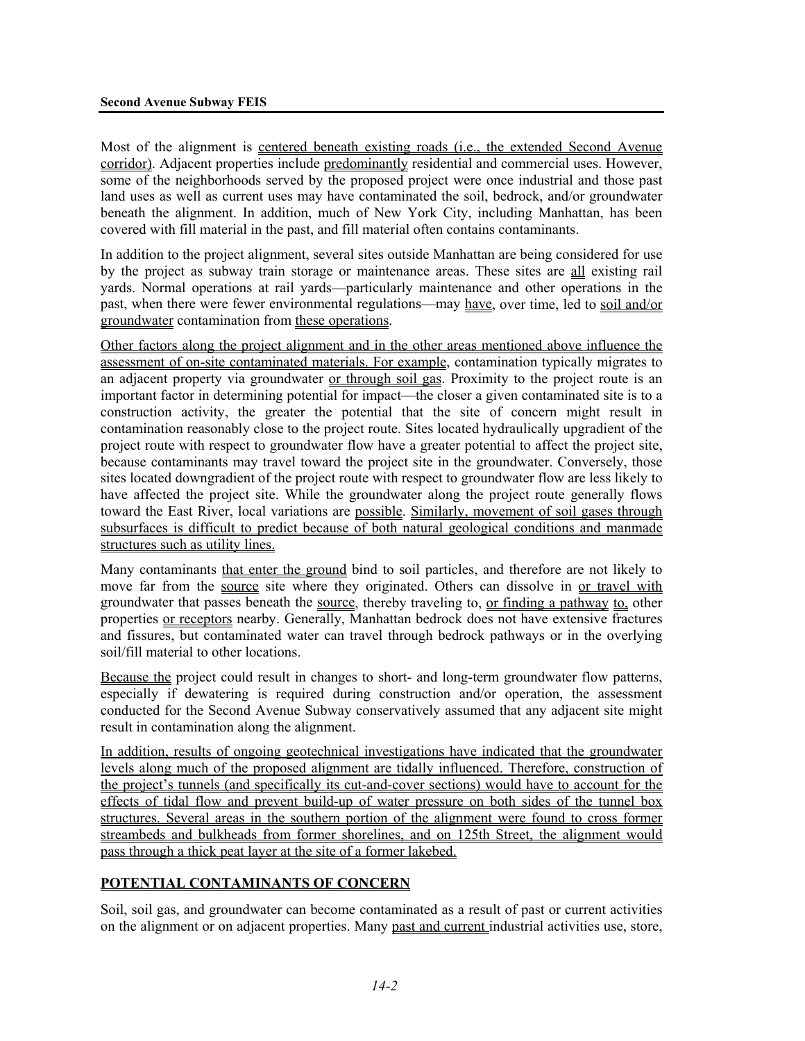Most of the alignment is centered beneath existing roads (i.e., the extended Second Avenue corridor). Adjacent properties include predominantly residential and commercial uses. However, some of the neighborhoods served by the proposed project were once industrial and those past land uses as well as current uses may have contaminated the soil, bedrock, and/or groundwater beneath the alignment. In addition, much of New York City, including Manhattan, has been covered with fill material in the past, and fill material often contains contaminants.

In addition to the project alignment, several sites outside Manhattan are being considered for use by the project as subway train storage or maintenance areas. These sites are all existing rail yards. Normal operations at rail yards—particularly maintenance and other operations in the past, when there were fewer environmental regulations—may have, over time, led to soil and/or groundwater contamination from these operations.

Other factors along the project alignment and in the other areas mentioned above influence the assessment of on-site contaminated materials. For example, contamination typically migrates to an adjacent property via groundwater or through soil gas. Proximity to the project route is an important factor in determining potential for impact—the closer a given contaminated site is to a construction activity, the greater the potential that the site of concern might result in contamination reasonably close to the project route. Sites located hydraulically upgradient of the project route with respect to groundwater flow have a greater potential to affect the project site, because contaminants may travel toward the project site in the groundwater. Conversely, those sites located downgradient of the project route with respect to groundwater flow are less likely to have affected the project site. While the groundwater along the project route generally flows toward the East River, local variations are possible. Similarly, movement of soil gases through subsurfaces is difficult to predict because of both natural geological conditions and manmade structures such as utility lines.

Many contaminants that enter the ground bind to soil particles, and therefore are not likely to move far from the source site where they originated. Others can dissolve in or travel with groundwater that passes beneath the source, thereby traveling to, or finding a pathway to, other properties or receptors nearby. Generally, Manhattan bedrock does not have extensive fractures and fissures, but contaminated water can travel through bedrock pathways or in the overlying soil/fill material to other locations.

Because the project could result in changes to short- and long-term groundwater flow patterns, especially if dewatering is required during construction and/or operation, the assessment conducted for the Second Avenue Subway conservatively assumed that any adjacent site might result in contamination along the alignment.

In addition, results of ongoing geotechnical investigations have indicated that the groundwater levels along much of the proposed alignment are tidally influenced. Therefore, construction of the project's tunnels (and specifically its cut-and-cover sections) would have to account for the effects of tidal flow and prevent build-up of water pressure on both sides of the tunnel box structures. Several areas in the southern portion of the alignment were found to cross former streambeds and bulkheads from former shorelines, and on 125th Street, the alignment would pass through a thick peat layer at the site of a former lakebed.

## POTENTIAL CONTAMINANTS OF CONCERN

Soil, soil gas, and groundwater can become contaminated as a result of past or current activities on the alignment or on adjacent properties. Many past and current industrial activities use, store,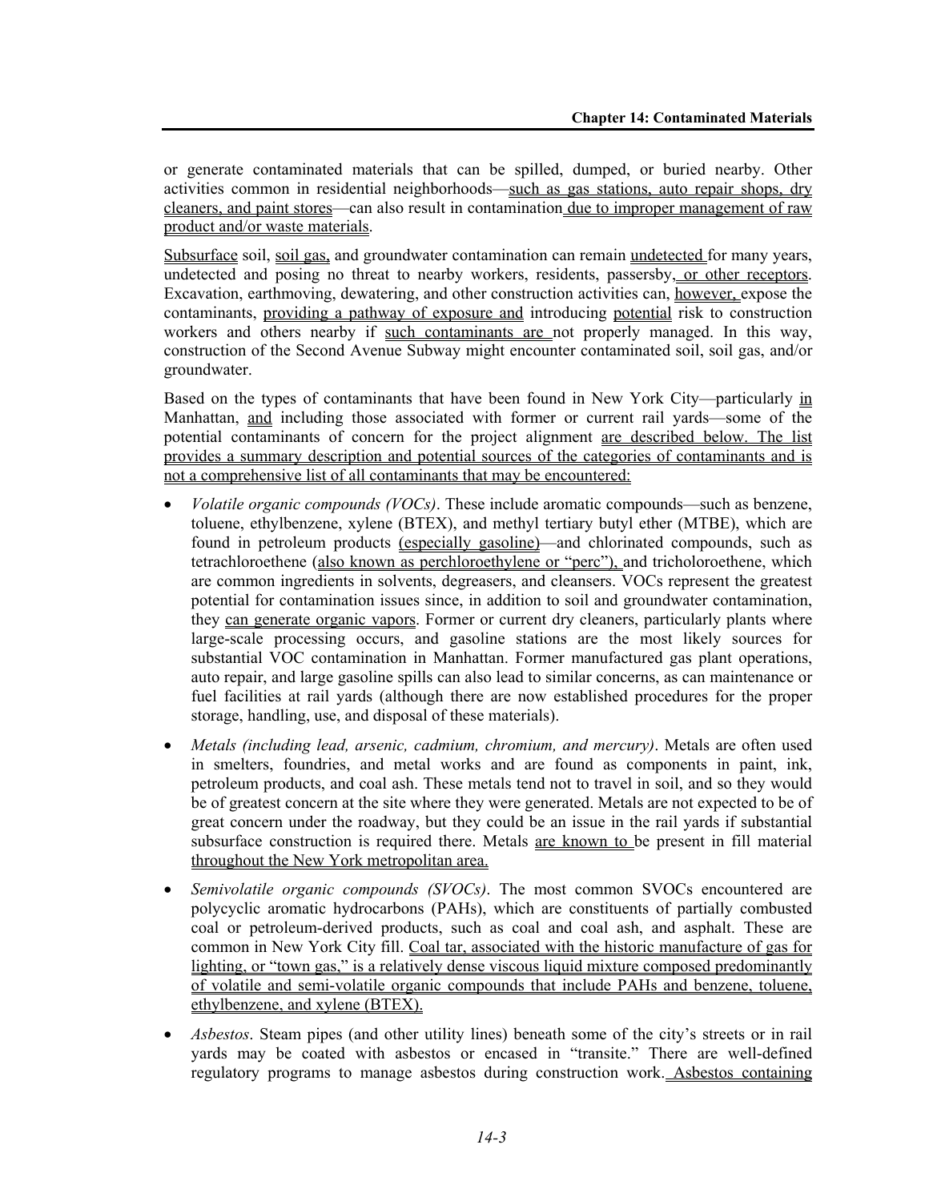or generate contaminated materials that can be spilled, dumped, or buried nearby. Other activities common in residential neighborhoods—such as gas stations, auto repair shops, dry cleaners, and paint stores—can also result in contamination due to improper management of raw product and/or waste materials.

Subsurface soil, soil gas, and groundwater contamination can remain undetected for many years, undetected and posing no threat to nearby workers, residents, passersby, or other receptors. Excavation, earthmoving, dewatering, and other construction activities can, however, expose the contaminants, providing a pathway of exposure and introducing potential risk to construction workers and others nearby if such contaminants are not properly managed. In this way, construction of the Second Avenue Subway might encounter contaminated soil, soil gas, and/or groundwater.

Based on the types of contaminants that have been found in New York City—particularly in Manhattan, and including those associated with former or current rail yards—some of the potential contaminants of concern for the project alignment are described below. The list provides a summary description and potential sources of the categories of contaminants and is not a comprehensive list of all contaminants that may be encountered:

- *Volatile organic compounds (VOCs)*. These include aromatic compounds—such as benzene, toluene, ethylbenzene, xylene (BTEX), and methyl tertiary butyl ether (MTBE), which are found in petroleum products (especially gasoline)—and chlorinated compounds, such as tetrachloroethene (also known as perchloroethylene or "perc"), and tricholoroethene, which are common ingredients in solvents, degreasers, and cleansers. VOCs represent the greatest potential for contamination issues since, in addition to soil and groundwater contamination, they can generate organic vapors. Former or current dry cleaners, particularly plants where large-scale processing occurs, and gasoline stations are the most likely sources for substantial VOC contamination in Manhattan. Former manufactured gas plant operations, auto repair, and large gasoline spills can also lead to similar concerns, as can maintenance or fuel facilities at rail yards (although there are now established procedures for the proper storage, handling, use, and disposal of these materials).
- *Metals (including lead, arsenic, cadmium, chromium, and mercury)*. Metals are often used in smelters, foundries, and metal works and are found as components in paint, ink, petroleum products, and coal ash. These metals tend not to travel in soil, and so they would be of greatest concern at the site where they were generated. Metals are not expected to be of great concern under the roadway, but they could be an issue in the rail yards if substantial subsurface construction is required there. Metals are known to be present in fill material throughout the New York metropolitan area.
- *Semivolatile organic compounds (SVOCs)*. The most common SVOCs encountered are polycyclic aromatic hydrocarbons (PAHs), which are constituents of partially combusted coal or petroleum-derived products, such as coal and coal ash, and asphalt. These are common in New York City fill. Coal tar, associated with the historic manufacture of gas for lighting, or "town gas," is a relatively dense viscous liquid mixture composed predominantly of volatile and semi-volatile organic compounds that include PAHs and benzene, toluene, ethylbenzene, and xylene (BTEX).
- *Asbestos*. Steam pipes (and other utility lines) beneath some of the city's streets or in rail yards may be coated with asbestos or encased in "transite." There are well-defined regulatory programs to manage asbestos during construction work. Asbestos containing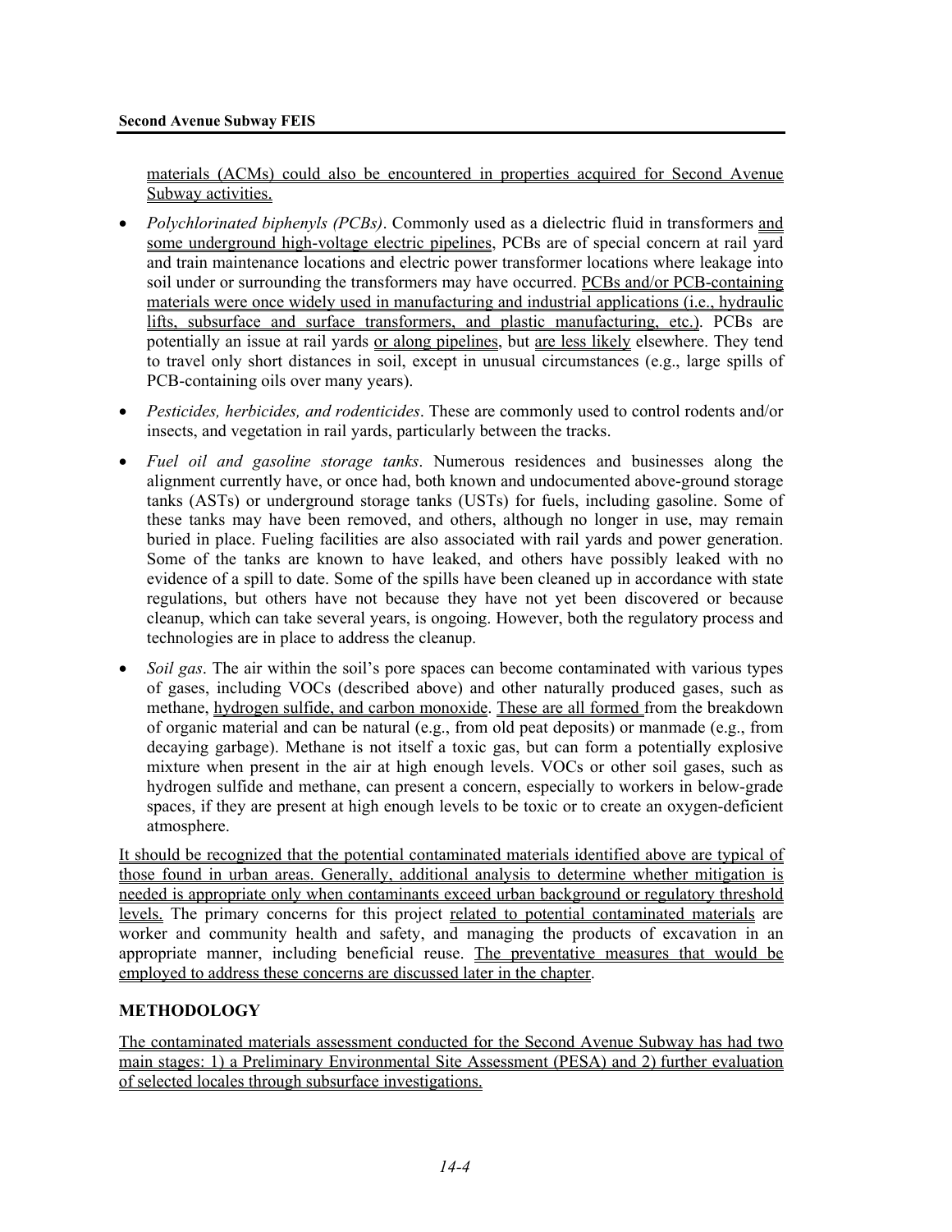materials (ACMs) could also be encountered in properties acquired for Second Avenue Subway activities.

- *Polychlorinated biphenyls (PCBs)*. Commonly used as a dielectric fluid in transformers and some underground high-voltage electric pipelines, PCBs are of special concern at rail yard and train maintenance locations and electric power transformer locations where leakage into soil under or surrounding the transformers may have occurred. PCBs and/or PCB-containing materials were once widely used in manufacturing and industrial applications (i.e., hydraulic lifts, subsurface and surface transformers, and plastic manufacturing, etc.). PCBs are potentially an issue at rail yards or along pipelines, but are less likely elsewhere. They tend to travel only short distances in soil, except in unusual circumstances (e.g., large spills of PCB-containing oils over many years).
- *Pesticides, herbicides, and rodenticides*. These are commonly used to control rodents and/or insects, and vegetation in rail yards, particularly between the tracks.
- *Fuel oil and gasoline storage tanks*. Numerous residences and businesses along the alignment currently have, or once had, both known and undocumented above-ground storage tanks (ASTs) or underground storage tanks (USTs) for fuels, including gasoline. Some of these tanks may have been removed, and others, although no longer in use, may remain buried in place. Fueling facilities are also associated with rail yards and power generation. Some of the tanks are known to have leaked, and others have possibly leaked with no evidence of a spill to date. Some of the spills have been cleaned up in accordance with state regulations, but others have not because they have not yet been discovered or because cleanup, which can take several years, is ongoing. However, both the regulatory process and technologies are in place to address the cleanup.
- *Soil gas*. The air within the soil's pore spaces can become contaminated with various types of gases, including VOCs (described above) and other naturally produced gases, such as methane, hydrogen sulfide, and carbon monoxide. These are all formed from the breakdown of organic material and can be natural (e.g., from old peat deposits) or manmade (e.g., from decaying garbage). Methane is not itself a toxic gas, but can form a potentially explosive mixture when present in the air at high enough levels. VOCs or other soil gases, such as hydrogen sulfide and methane, can present a concern, especially to workers in below-grade spaces, if they are present at high enough levels to be toxic or to create an oxygen-deficient atmosphere.

It should be recognized that the potential contaminated materials identified above are typical of those found in urban areas. Generally, additional analysis to determine whether mitigation is needed is appropriate only when contaminants exceed urban background or regulatory threshold levels. The primary concerns for this project related to potential contaminated materials are worker and community health and safety, and managing the products of excavation in an appropriate manner, including beneficial reuse. The preventative measures that would be employed to address these concerns are discussed later in the chapter.

## METHODOLOGY

The contaminated materials assessment conducted for the Second Avenue Subway has had two main stages: 1) a Preliminary Environmental Site Assessment (PESA) and 2) further evaluation of selected locales through subsurface investigations.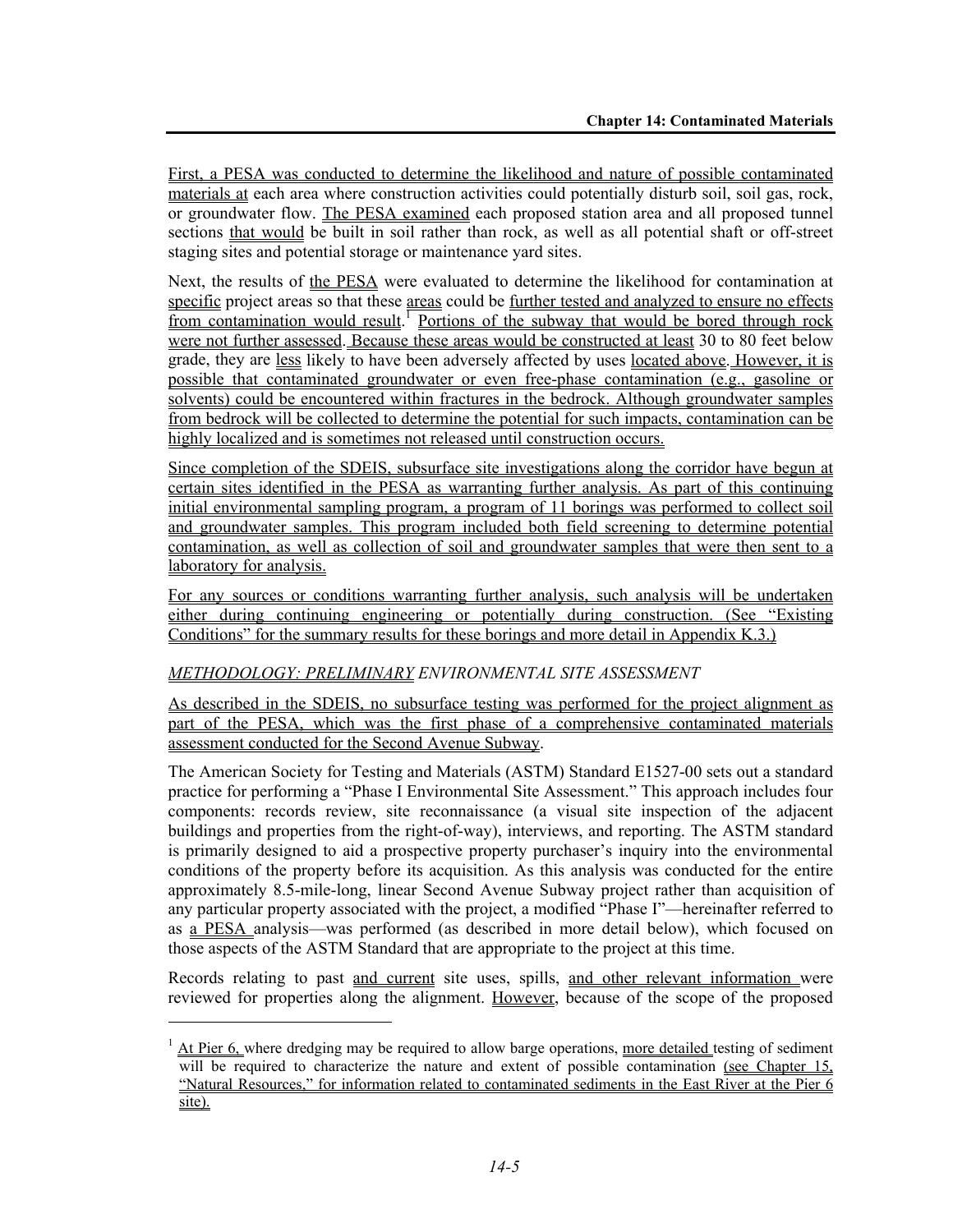First, a PESA was conducted to determine the likelihood and nature of possible contaminated materials at each area where construction activities could potentially disturb soil, soil gas, rock, or groundwater flow. The PESA examined each proposed station area and all proposed tunnel sections that would be built in soil rather than rock, as well as all potential shaft or off-street staging sites and potential storage or maintenance yard sites.

Next, the results of the PESA were evaluated to determine the likelihood for contamination at specific project areas so that these areas could be further tested and analyzed to ensure no effects from contamination would result.[1] Portions of the subway that would be bored through rock were not further assessed. Because these areas would be constructed at least 30 to 80 feet below grade, they are less likely to have been adversely affected by uses located above. However, it is possible that contaminated groundwater or even free-phase contamination (e.g., gasoline or solvents) could be encountered within fractures in the bedrock. Although groundwater samples from bedrock will be collected to determine the potential for such impacts, contamination can be highly localized and is sometimes not released until construction occurs.

Since completion of the SDEIS, subsurface site investigations along the corridor have begun at certain sites identified in the PESA as warranting further analysis. As part of this continuing initial environmental sampling program, a program of 11 borings was performed to collect soil and groundwater samples. This program included both field screening to determine potential contamination, as well as collection of soil and groundwater samples that were then sent to a laboratory for analysis.

For any sources or conditions warranting further analysis, such analysis will be undertaken either during continuing engineering or potentially during construction. (See "Existing Conditions" for the summary results for these borings and more detail in Appendix K.3.)

*METHODOLOGY: PRELIMINARY ENVIRONMENTAL SITE ASSESSMENT*

As described in the SDEIS, no subsurface testing was performed for the project alignment as part of the PESA, which was the first phase of a comprehensive contaminated materials assessment conducted for the Second Avenue Subway.

The American Society for Testing and Materials (ASTM) Standard E1527-00 sets out a standard practice for performing a "Phase I Environmental Site Assessment." This approach includes four components: records review, site reconnaissance (a visual site inspection of the adjacent buildings and properties from the right-of-way), interviews, and reporting. The ASTM standard is primarily designed to aid a prospective property purchaser's inquiry into the environmental conditions of the property before its acquisition. As this analysis was conducted for the entire approximately 8.5-mile-long, linear Second Avenue Subway project rather than acquisition of any particular property associated with the project, a modified "Phase I"—hereinafter referred to as a PESA analysis—was performed (as described in more detail below), which focused on those aspects of the ASTM Standard that are appropriate to the project at this time.

Records relating to past and current site uses, spills, and other relevant information were reviewed for properties along the alignment. However, because of the scope of the proposed

[1] At Pier 6, where dredging may be required to allow barge operations, more detailed testing of sediment will be required to characterize the nature and extent of possible contamination (see Chapter 15, "Natural Resources," for information related to contaminated sediments in the East River at the Pier 6 site).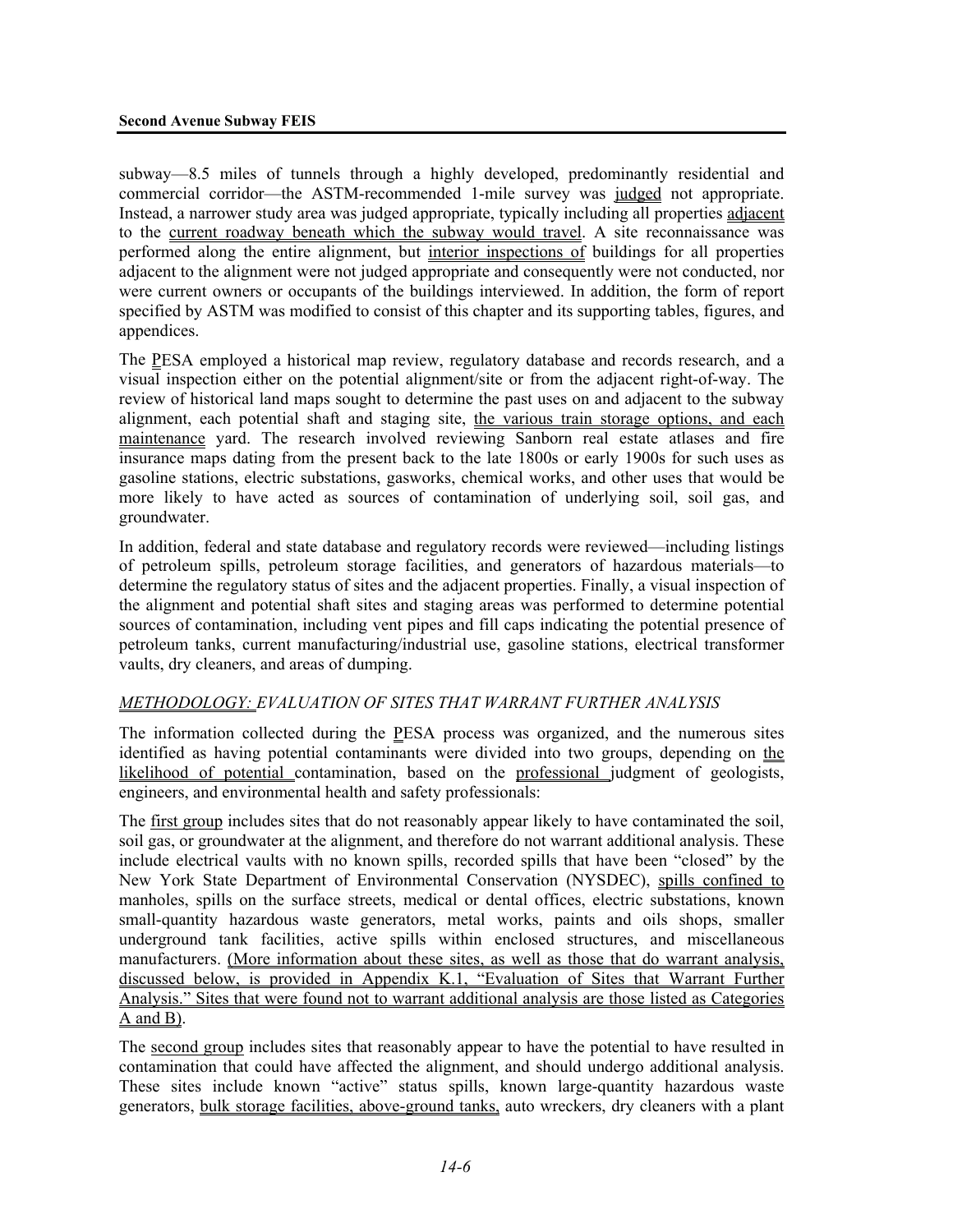subway—8.5 miles of tunnels through a highly developed, predominantly residential and commercial corridor—the ASTM-recommended 1-mile survey was judged not appropriate. Instead, a narrower study area was judged appropriate, typically including all properties adjacent to the current roadway beneath which the subway would travel. A site reconnaissance was performed along the entire alignment, but interior inspections of buildings for all properties adjacent to the alignment were not judged appropriate and consequently were not conducted, nor were current owners or occupants of the buildings interviewed. In addition, the form of report specified by ASTM was modified to consist of this chapter and its supporting tables, figures, and appendices.

The PESA employed a historical map review, regulatory database and records research, and a visual inspection either on the potential alignment/site or from the adjacent right-of-way. The review of historical land maps sought to determine the past uses on and adjacent to the subway alignment, each potential shaft and staging site, the various train storage options, and each maintenance yard. The research involved reviewing Sanborn real estate atlases and fire insurance maps dating from the present back to the late 1800s or early 1900s for such uses as gasoline stations, electric substations, gasworks, chemical works, and other uses that would be more likely to have acted as sources of contamination of underlying soil, soil gas, and groundwater.

In addition, federal and state database and regulatory records were reviewed—including listings of petroleum spills, petroleum storage facilities, and generators of hazardous materials—to determine the regulatory status of sites and the adjacent properties. Finally, a visual inspection of the alignment and potential shaft sites and staging areas was performed to determine potential sources of contamination, including vent pipes and fill caps indicating the potential presence of petroleum tanks, current manufacturing/industrial use, gasoline stations, electrical transformer vaults, dry cleaners, and areas of dumping.

*METHODOLOGY: EVALUATION OF SITES THAT WARRANT FURTHER ANALYSIS*

The information collected during the PESA process was organized, and the numerous sites identified as having potential contaminants were divided into two groups, depending on the likelihood of potential contamination, based on the professional judgment of geologists, engineers, and environmental health and safety professionals:

The first group includes sites that do not reasonably appear likely to have contaminated the soil, soil gas, or groundwater at the alignment, and therefore do not warrant additional analysis. These include electrical vaults with no known spills, recorded spills that have been "closed" by the New York State Department of Environmental Conservation (NYSDEC), spills confined to manholes, spills on the surface streets, medical or dental offices, electric substations, known small-quantity hazardous waste generators, metal works, paints and oils shops, smaller underground tank facilities, active spills within enclosed structures, and miscellaneous manufacturers. (More information about these sites, as well as those that do warrant analysis, discussed below, is provided in Appendix K.1, "Evaluation of Sites that Warrant Further Analysis." Sites that were found not to warrant additional analysis are those listed as Categories A and B).

The second group includes sites that reasonably appear to have the potential to have resulted in contamination that could have affected the alignment, and should undergo additional analysis. These sites include known "active" status spills, known large-quantity hazardous waste generators, bulk storage facilities, above-ground tanks, auto wreckers, dry cleaners with a plant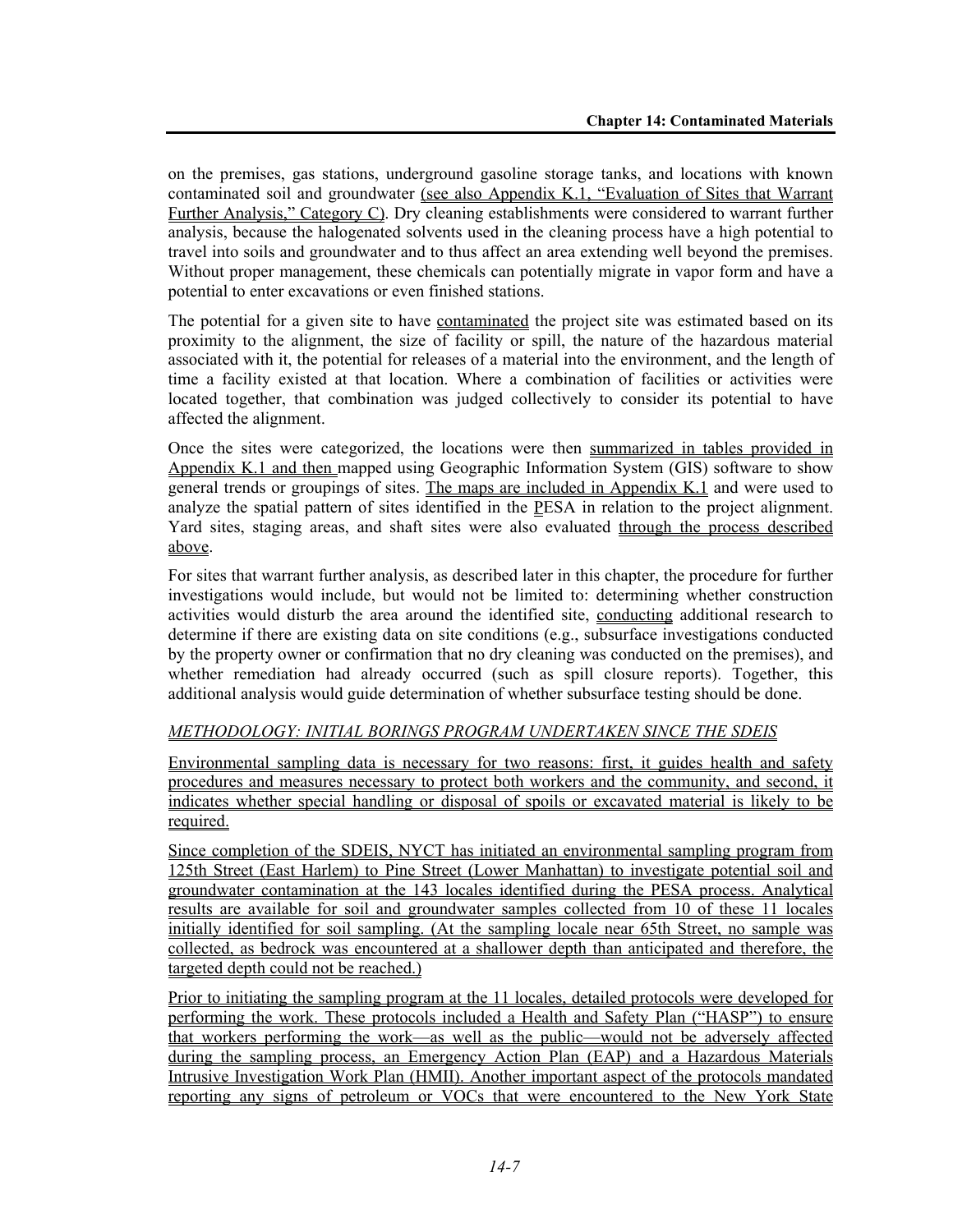on the premises, gas stations, underground gasoline storage tanks, and locations with known contaminated soil and groundwater (see also Appendix K.1, "Evaluation of Sites that Warrant Further Analysis," Category C). Dry cleaning establishments were considered to warrant further analysis, because the halogenated solvents used in the cleaning process have a high potential to travel into soils and groundwater and to thus affect an area extending well beyond the premises. Without proper management, these chemicals can potentially migrate in vapor form and have a potential to enter excavations or even finished stations.

The potential for a given site to have contaminated the project site was estimated based on its proximity to the alignment, the size of facility or spill, the nature of the hazardous material associated with it, the potential for releases of a material into the environment, and the length of time a facility existed at that location. Where a combination of facilities or activities were located together, that combination was judged collectively to consider its potential to have affected the alignment.

Once the sites were categorized, the locations were then summarized in tables provided in Appendix K.1 and then mapped using Geographic Information System (GIS) software to show general trends or groupings of sites. The maps are included in Appendix K.1 and were used to analyze the spatial pattern of sites identified in the PESA in relation to the project alignment. Yard sites, staging areas, and shaft sites were also evaluated through the process described above.

For sites that warrant further analysis, as described later in this chapter, the procedure for further investigations would include, but would not be limited to: determining whether construction activities would disturb the area around the identified site, conducting additional research to determine if there are existing data on site conditions (e.g., subsurface investigations conducted by the property owner or confirmation that no dry cleaning was conducted on the premises), and whether remediation had already occurred (such as spill closure reports). Together, this additional analysis would guide determination of whether subsurface testing should be done.

*METHODOLOGY: INITIAL BORINGS PROGRAM UNDERTAKEN SINCE THE SDEIS*

Environmental sampling data is necessary for two reasons: first, it guides health and safety procedures and measures necessary to protect both workers and the community, and second, it indicates whether special handling or disposal of spoils or excavated material is likely to be required.

Since completion of the SDEIS, NYCT has initiated an environmental sampling program from 125th Street (East Harlem) to Pine Street (Lower Manhattan) to investigate potential soil and groundwater contamination at the 143 locales identified during the PESA process. Analytical results are available for soil and groundwater samples collected from 10 of these 11 locales initially identified for soil sampling. (At the sampling locale near 65th Street, no sample was collected, as bedrock was encountered at a shallower depth than anticipated and therefore, the targeted depth could not be reached.)

Prior to initiating the sampling program at the 11 locales, detailed protocols were developed for performing the work. These protocols included a Health and Safety Plan ("HASP") to ensure that workers performing the work—as well as the public—would not be adversely affected during the sampling process, an Emergency Action Plan (EAP) and a Hazardous Materials Intrusive Investigation Work Plan (HMII). Another important aspect of the protocols mandated reporting any signs of petroleum or VOCs that were encountered to the New York State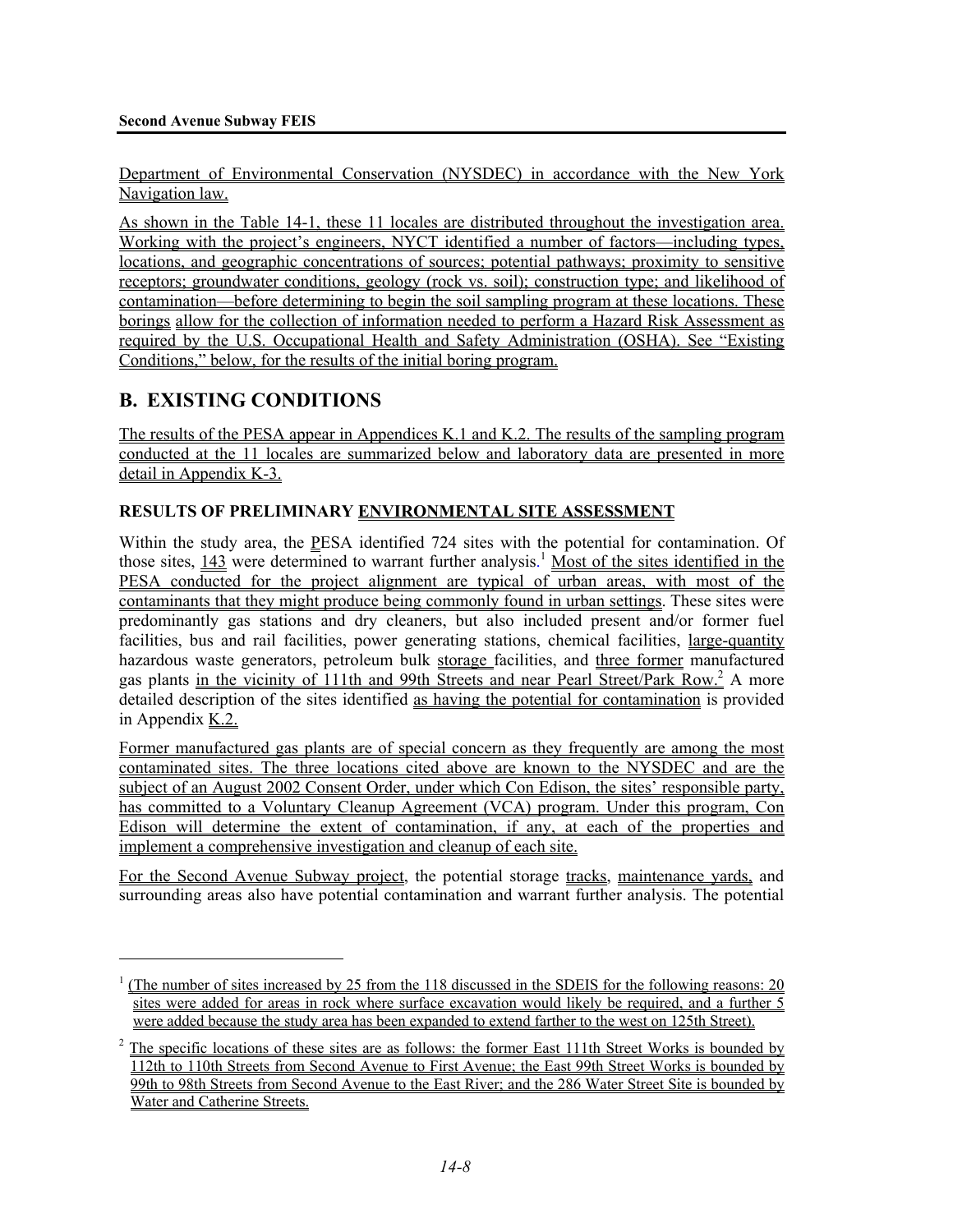Department of Environmental Conservation (NYSDEC) in accordance with the New York Navigation law.

As shown in the Table 14-1, these 11 locales are distributed throughout the investigation area. Working with the project's engineers, NYCT identified a number of factors—including types, locations, and geographic concentrations of sources; potential pathways; proximity to sensitive receptors; groundwater conditions, geology (rock vs. soil); construction type; and likelihood of contamination—before determining to begin the soil sampling program at these locations. These borings allow for the collection of information needed to perform a Hazard Risk Assessment as required by the U.S. Occupational Health and Safety Administration (OSHA). See "Existing Conditions," below, for the results of the initial boring program.

## B. EXISTING CONDITIONS

The results of the PESA appear in Appendices K.1 and K.2. The results of the sampling program conducted at the 11 locales are summarized below and laboratory data are presented in more detail in Appendix K-3.

### RESULTS OF PRELIMINARY ENVIRONMENTAL SITE ASSESSMENT

Within the study area, the PESA identified 724 sites with the potential for contamination. Of those sites, 143 were determined to warrant further analysis.[1] Most of the sites identified in the PESA conducted for the project alignment are typical of urban areas, with most of the contaminants that they might produce being commonly found in urban settings. These sites were predominantly gas stations and dry cleaners, but also included present and/or former fuel facilities, bus and rail facilities, power generating stations, chemical facilities, large-quantity hazardous waste generators, petroleum bulk storage facilities, and three former manufactured gas plants in the vicinity of 111th and 99th Streets and near Pearl Street/Park Row.[2] A more detailed description of the sites identified as having the potential for contamination is provided in Appendix K.2.

Former manufactured gas plants are of special concern as they frequently are among the most contaminated sites. The three locations cited above are known to the NYSDEC and are the subject of an August 2002 Consent Order, under which Con Edison, the sites' responsible party, has committed to a Voluntary Cleanup Agreement (VCA) program. Under this program, Con Edison will determine the extent of contamination, if any, at each of the properties and implement a comprehensive investigation and cleanup of each site.

For the Second Avenue Subway project, the potential storage tracks, maintenance yards, and surrounding areas also have potential contamination and warrant further analysis. The potential

---

[1] (The number of sites increased by 25 from the 118 discussed in the SDEIS for the following reasons: 20 sites were added for areas in rock where surface excavation would likely be required, and a further 5 were added because the study area has been expanded to extend farther to the west on 125th Street).

[2] The specific locations of these sites are as follows: the former East 111th Street Works is bounded by 112th to 110th Streets from Second Avenue to First Avenue; the East 99th Street Works is bounded by 99th to 98th Streets from Second Avenue to the East River; and the 286 Water Street Site is bounded by Water and Catherine Streets.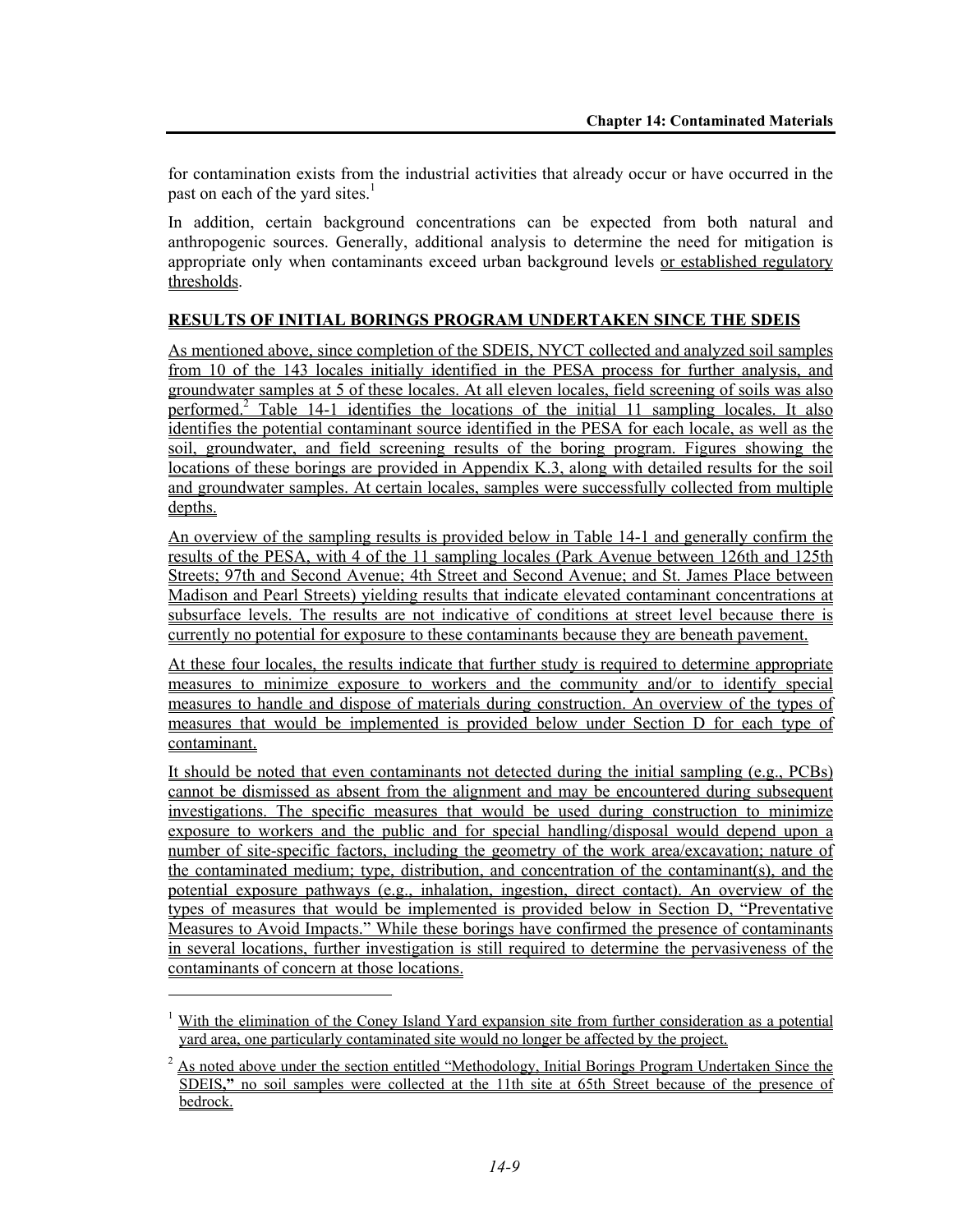for contamination exists from the industrial activities that already occur or have occurred in the past on each of the yard sites.[1]

In addition, certain background concentrations can be expected from both natural and anthropogenic sources. Generally, additional analysis to determine the need for mitigation is appropriate only when contaminants exceed urban background levels or established regulatory thresholds.

## RESULTS OF INITIAL BORINGS PROGRAM UNDERTAKEN SINCE THE SDEIS

As mentioned above, since completion of the SDEIS, NYCT collected and analyzed soil samples from 10 of the 143 locales initially identified in the PESA process for further analysis, and groundwater samples at 5 of these locales. At all eleven locales, field screening of soils was also performed.[2] Table 14-1 identifies the locations of the initial 11 sampling locales. It also identifies the potential contaminant source identified in the PESA for each locale, as well as the soil, groundwater, and field screening results of the boring program. Figures showing the locations of these borings are provided in Appendix K.3, along with detailed results for the soil and groundwater samples. At certain locales, samples were successfully collected from multiple depths.

An overview of the sampling results is provided below in Table 14-1 and generally confirm the results of the PESA, with 4 of the 11 sampling locales (Park Avenue between 126th and 125th Streets; 97th and Second Avenue; 4th Street and Second Avenue; and St. James Place between Madison and Pearl Streets) yielding results that indicate elevated contaminant concentrations at subsurface levels. The results are not indicative of conditions at street level because there is currently no potential for exposure to these contaminants because they are beneath pavement.

At these four locales, the results indicate that further study is required to determine appropriate measures to minimize exposure to workers and the community and/or to identify special measures to handle and dispose of materials during construction. An overview of the types of measures that would be implemented is provided below under Section D for each type of contaminant.

It should be noted that even contaminants not detected during the initial sampling (e.g., PCBs) cannot be dismissed as absent from the alignment and may be encountered during subsequent investigations. The specific measures that would be used during construction to minimize exposure to workers and the public and for special handling/disposal would depend upon a number of site-specific factors, including the geometry of the work area/excavation; nature of the contaminated medium; type, distribution, and concentration of the contaminant(s), and the potential exposure pathways (e.g., inhalation, ingestion, direct contact). An overview of the types of measures that would be implemented is provided below in Section D, "Preventative Measures to Avoid Impacts." While these borings have confirmed the presence of contaminants in several locations, further investigation is still required to determine the pervasiveness of the contaminants of concern at those locations.

---

[1] With the elimination of the Coney Island Yard expansion site from further consideration as a potential yard area, one particularly contaminated site would no longer be affected by the project.

[2] As noted above under the section entitled "Methodology, Initial Borings Program Undertaken Since the SDEIS," no soil samples were collected at the 11th site at 65th Street because of the presence of bedrock.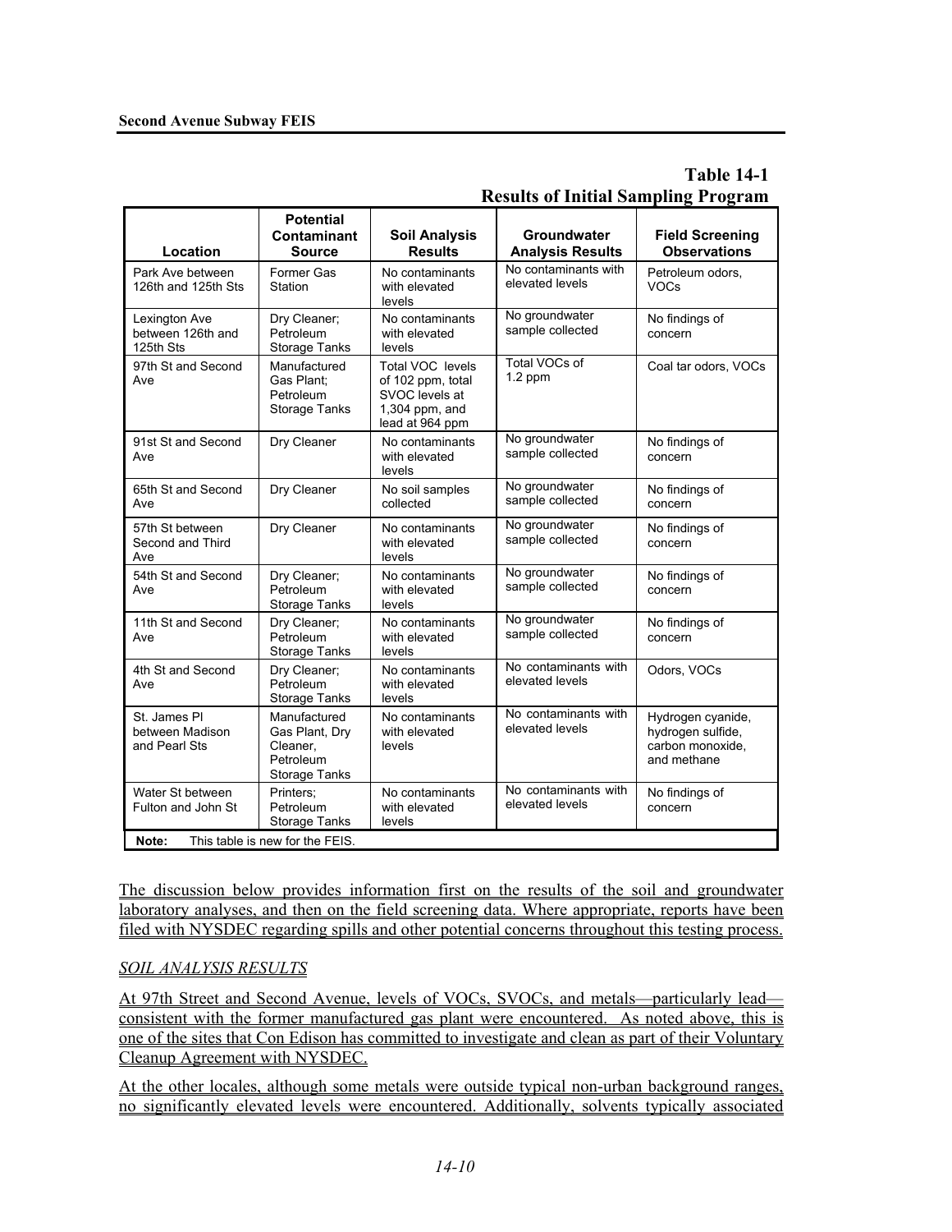## Table 14-1
## Results of Initial Sampling Program

| Location | Potential Contaminant Source | Soil Analysis Results | Groundwater Analysis Results | Field Screening Observations |
|---|---|---|---|---|
| Park Ave between 126th and 125th Sts | Former Gas Station | No contaminants with elevated levels | No contaminants with elevated levels | Petroleum odors, VOCs |
| Lexington Ave between 126th and 125th Sts | Dry Cleaner; Petroleum Storage Tanks | No contaminants with elevated levels | No groundwater sample collected | No findings of concern |
| 97th St and Second Ave | Manufactured Gas Plant; Petroleum Storage Tanks | Total VOC levels of 102 ppm, total SVOC levels at 1,304 ppm, and lead at 964 ppm | Total VOCs of 1.2 ppm | Coal tar odors, VOCs |
| 91st St and Second Ave | Dry Cleaner | No contaminants with elevated levels | No groundwater sample collected | No findings of concern |
| 65th St and Second Ave | Dry Cleaner | No soil samples collected | No groundwater sample collected | No findings of concern |
| 57th St between Second and Third Ave | Dry Cleaner | No contaminants with elevated levels | No groundwater sample collected | No findings of concern |
| 54th St and Second Ave | Dry Cleaner; Petroleum Storage Tanks | No contaminants with elevated levels | No groundwater sample collected | No findings of concern |
| 11th St and Second Ave | Dry Cleaner; Petroleum Storage Tanks | No contaminants with elevated levels | No groundwater sample collected | No findings of concern |
| 4th St and Second Ave | Dry Cleaner; Petroleum Storage Tanks | No contaminants with elevated levels | No contaminants with elevated levels | Odors, VOCs |
| St. James Pl between Madison and Pearl Sts | Manufactured Gas Plant, Dry Cleaner, Petroleum Storage Tanks | No contaminants with elevated levels | No contaminants with elevated levels | Hydrogen cyanide, hydrogen sulfide, carbon monoxide, and methane |
| Water St between Fulton and John St | Printers; Petroleum Storage Tanks | No contaminants with elevated levels | No contaminants with elevated levels | No findings of concern |

**Note:** This table is new for the FEIS.

The discussion below provides information first on the results of the soil and groundwater laboratory analyses, and then on the field screening data. Where appropriate, reports have been filed with NYSDEC regarding spills and other potential concerns throughout this testing process.

*SOIL ANALYSIS RESULTS*

At 97th Street and Second Avenue, levels of VOCs, SVOCs, and metals—particularly lead—consistent with the former manufactured gas plant were encountered. As noted above, this is one of the sites that Con Edison has committed to investigate and clean as part of their Voluntary Cleanup Agreement with NYSDEC.

At the other locales, although some metals were outside typical non-urban background ranges, no significantly elevated levels were encountered. Additionally, solvents typically associated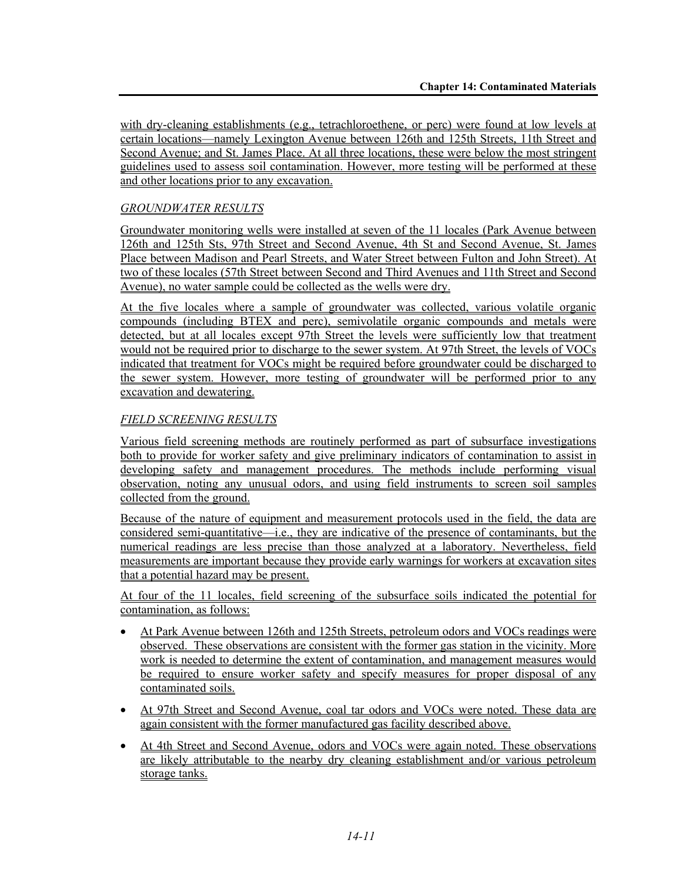with dry-cleaning establishments (e.g., tetrachloroethene, or perc) were found at low levels at certain locations—namely Lexington Avenue between 126th and 125th Streets, 11th Street and Second Avenue; and St. James Place. At all three locations, these were below the most stringent guidelines used to assess soil contamination. However, more testing will be performed at these and other locations prior to any excavation.

*GROUNDWATER RESULTS*

Groundwater monitoring wells were installed at seven of the 11 locales (Park Avenue between 126th and 125th Sts, 97th Street and Second Avenue, 4th St and Second Avenue, St. James Place between Madison and Pearl Streets, and Water Street between Fulton and John Street). At two of these locales (57th Street between Second and Third Avenues and 11th Street and Second Avenue), no water sample could be collected as the wells were dry.

At the five locales where a sample of groundwater was collected, various volatile organic compounds (including BTEX and perc), semivolatile organic compounds and metals were detected, but at all locales except 97th Street the levels were sufficiently low that treatment would not be required prior to discharge to the sewer system. At 97th Street, the levels of VOCs indicated that treatment for VOCs might be required before groundwater could be discharged to the sewer system. However, more testing of groundwater will be performed prior to any excavation and dewatering.

*FIELD SCREENING RESULTS*

Various field screening methods are routinely performed as part of subsurface investigations both to provide for worker safety and give preliminary indicators of contamination to assist in developing safety and management procedures. The methods include performing visual observation, noting any unusual odors, and using field instruments to screen soil samples collected from the ground.

Because of the nature of equipment and measurement protocols used in the field, the data are considered semi-quantitative—i.e., they are indicative of the presence of contaminants, but the numerical readings are less precise than those analyzed at a laboratory. Nevertheless, field measurements are important because they provide early warnings for workers at excavation sites that a potential hazard may be present.

At four of the 11 locales, field screening of the subsurface soils indicated the potential for contamination, as follows:

- At Park Avenue between 126th and 125th Streets, petroleum odors and VOCs readings were observed. These observations are consistent with the former gas station in the vicinity. More work is needed to determine the extent of contamination, and management measures would be required to ensure worker safety and specify measures for proper disposal of any contaminated soils.
- At 97th Street and Second Avenue, coal tar odors and VOCs were noted. These data are again consistent with the former manufactured gas facility described above.
- At 4th Street and Second Avenue, odors and VOCs were again noted. These observations are likely attributable to the nearby dry cleaning establishment and/or various petroleum storage tanks.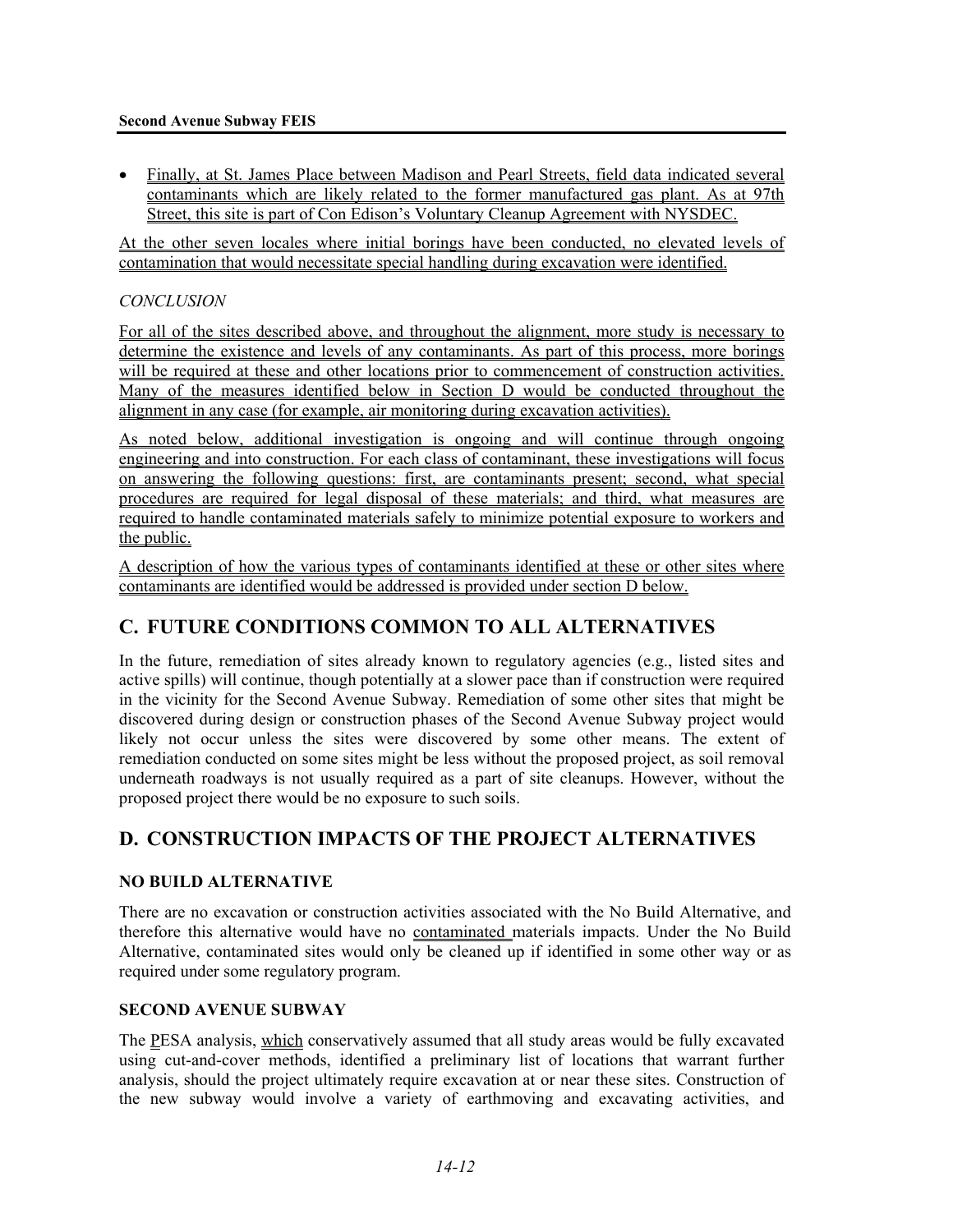- Finally, at St. James Place between Madison and Pearl Streets, field data indicated several contaminants which are likely related to the former manufactured gas plant. As at 97th Street, this site is part of Con Edison's Voluntary Cleanup Agreement with NYSDEC.

At the other seven locales where initial borings have been conducted, no elevated levels of contamination that would necessitate special handling during excavation were identified.

*CONCLUSION*

For all of the sites described above, and throughout the alignment, more study is necessary to determine the existence and levels of any contaminants. As part of this process, more borings will be required at these and other locations prior to commencement of construction activities. Many of the measures identified below in Section D would be conducted throughout the alignment in any case (for example, air monitoring during excavation activities).

As noted below, additional investigation is ongoing and will continue through ongoing engineering and into construction. For each class of contaminant, these investigations will focus on answering the following questions: first, are contaminants present; second, what special procedures are required for legal disposal of these materials; and third, what measures are required to handle contaminated materials safely to minimize potential exposure to workers and the public.

A description of how the various types of contaminants identified at these or other sites where contaminants are identified would be addressed is provided under section D below.

## C. FUTURE CONDITIONS COMMON TO ALL ALTERNATIVES

In the future, remediation of sites already known to regulatory agencies (e.g., listed sites and active spills) will continue, though potentially at a slower pace than if construction were required in the vicinity for the Second Avenue Subway. Remediation of some other sites that might be discovered during design or construction phases of the Second Avenue Subway project would likely not occur unless the sites were discovered by some other means. The extent of remediation conducted on some sites might be less without the proposed project, as soil removal underneath roadways is not usually required as a part of site cleanups. However, without the proposed project there would be no exposure to such soils.

## D. CONSTRUCTION IMPACTS OF THE PROJECT ALTERNATIVES

### NO BUILD ALTERNATIVE

There are no excavation or construction activities associated with the No Build Alternative, and therefore this alternative would have no contaminated materials impacts. Under the No Build Alternative, contaminated sites would only be cleaned up if identified in some other way or as required under some regulatory program.

### SECOND AVENUE SUBWAY

The PESA analysis, which conservatively assumed that all study areas would be fully excavated using cut-and-cover methods, identified a preliminary list of locations that warrant further analysis, should the project ultimately require excavation at or near these sites. Construction of the new subway would involve a variety of earthmoving and excavating activities, and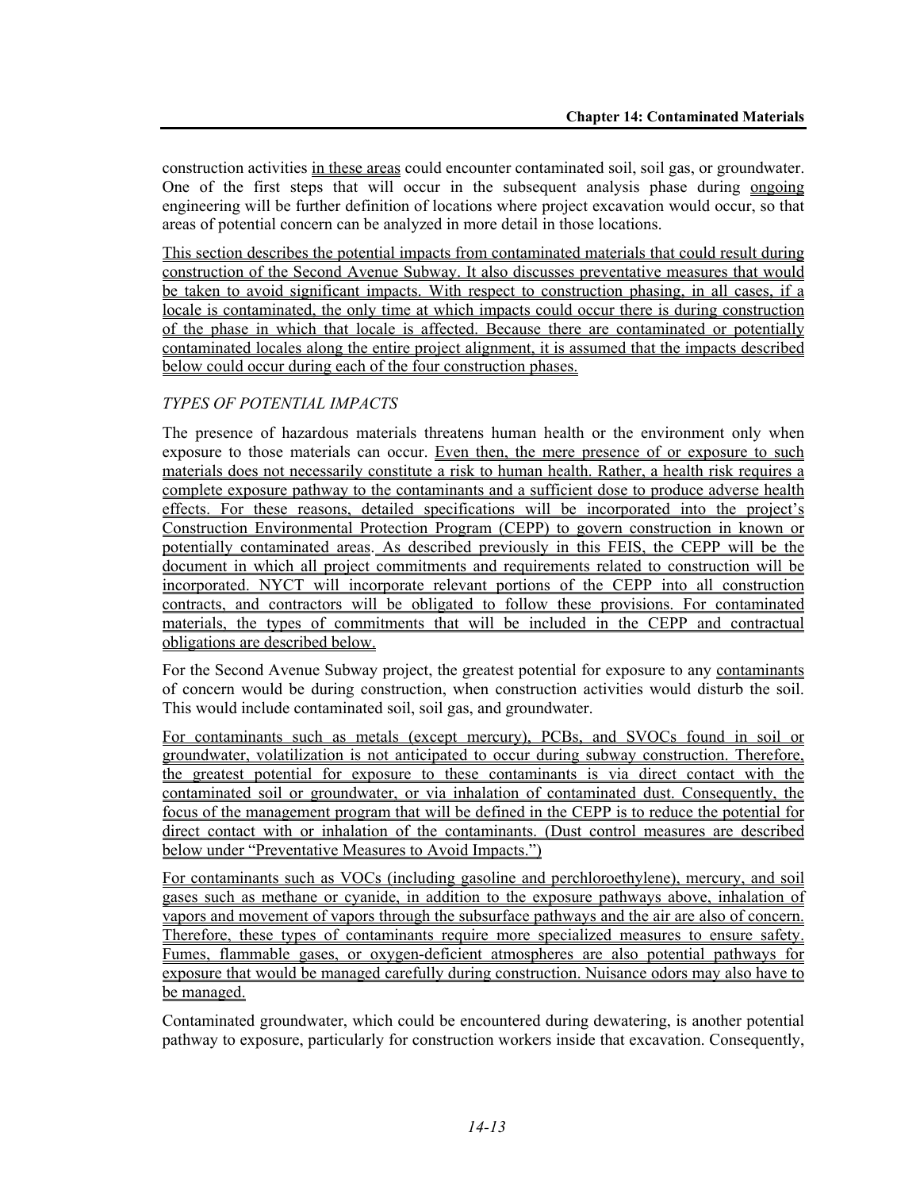construction activities in these areas could encounter contaminated soil, soil gas, or groundwater. One of the first steps that will occur in the subsequent analysis phase during ongoing engineering will be further definition of locations where project excavation would occur, so that areas of potential concern can be analyzed in more detail in those locations.

This section describes the potential impacts from contaminated materials that could result during construction of the Second Avenue Subway. It also discusses preventative measures that would be taken to avoid significant impacts. With respect to construction phasing, in all cases, if a locale is contaminated, the only time at which impacts could occur there is during construction of the phase in which that locale is affected. Because there are contaminated or potentially contaminated locales along the entire project alignment, it is assumed that the impacts described below could occur during each of the four construction phases.

*TYPES OF POTENTIAL IMPACTS*

The presence of hazardous materials threatens human health or the environment only when exposure to those materials can occur. Even then, the mere presence of or exposure to such materials does not necessarily constitute a risk to human health. Rather, a health risk requires a complete exposure pathway to the contaminants and a sufficient dose to produce adverse health effects. For these reasons, detailed specifications will be incorporated into the project's Construction Environmental Protection Program (CEPP) to govern construction in known or potentially contaminated areas. As described previously in this FEIS, the CEPP will be the document in which all project commitments and requirements related to construction will be incorporated. NYCT will incorporate relevant portions of the CEPP into all construction contracts, and contractors will be obligated to follow these provisions. For contaminated materials, the types of commitments that will be included in the CEPP and contractual obligations are described below.

For the Second Avenue Subway project, the greatest potential for exposure to any contaminants of concern would be during construction, when construction activities would disturb the soil. This would include contaminated soil, soil gas, and groundwater.

For contaminants such as metals (except mercury), PCBs, and SVOCs found in soil or groundwater, volatilization is not anticipated to occur during subway construction. Therefore, the greatest potential for exposure to these contaminants is via direct contact with the contaminated soil or groundwater, or via inhalation of contaminated dust. Consequently, the focus of the management program that will be defined in the CEPP is to reduce the potential for direct contact with or inhalation of the contaminants. (Dust control measures are described below under "Preventative Measures to Avoid Impacts.")

For contaminants such as VOCs (including gasoline and perchloroethylene), mercury, and soil gases such as methane or cyanide, in addition to the exposure pathways above, inhalation of vapors and movement of vapors through the subsurface pathways and the air are also of concern. Therefore, these types of contaminants require more specialized measures to ensure safety. Fumes, flammable gases, or oxygen-deficient atmospheres are also potential pathways for exposure that would be managed carefully during construction. Nuisance odors may also have to be managed.

Contaminated groundwater, which could be encountered during dewatering, is another potential pathway to exposure, particularly for construction workers inside that excavation. Consequently,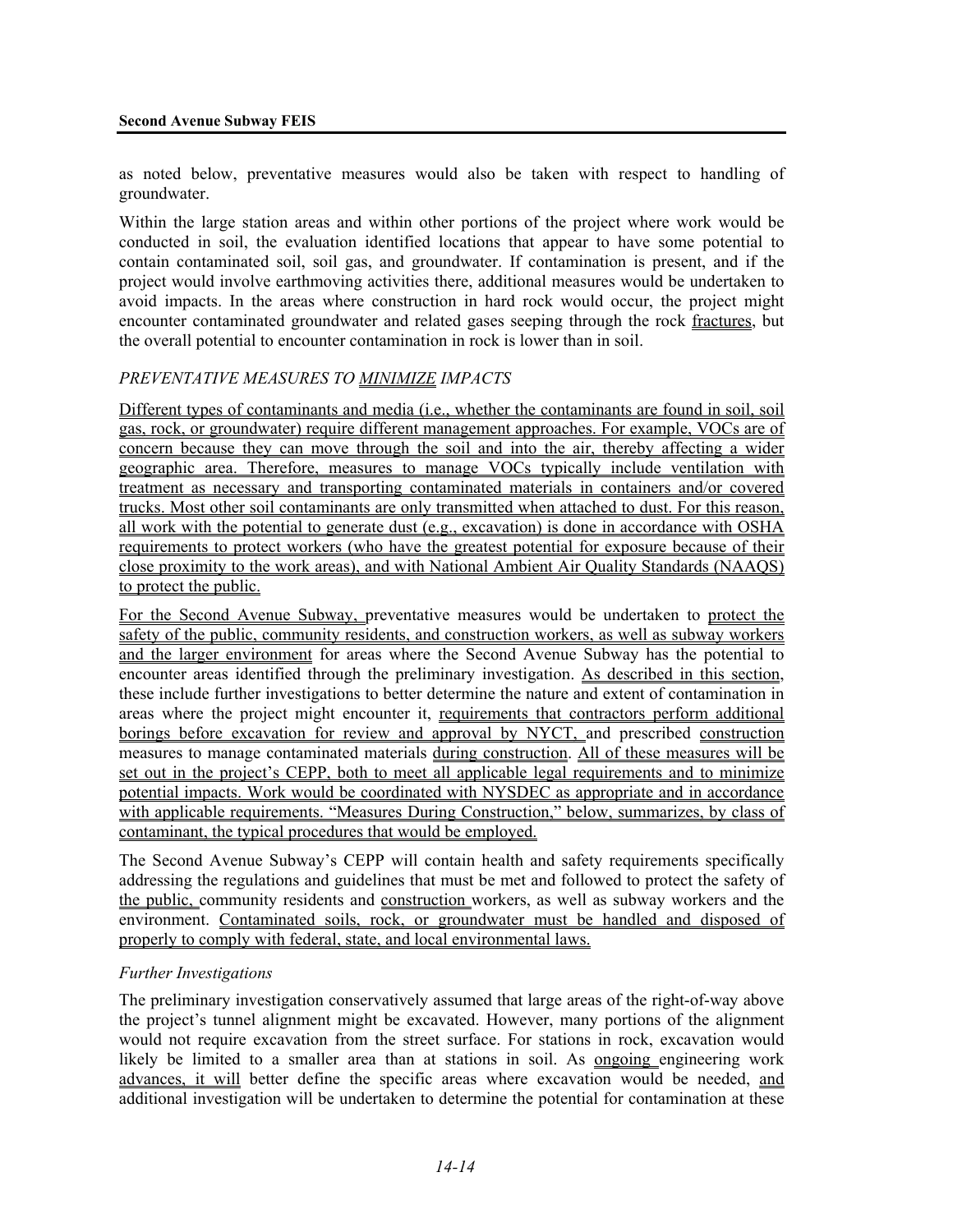as noted below, preventative measures would also be taken with respect to handling of groundwater.

Within the large station areas and within other portions of the project where work would be conducted in soil, the evaluation identified locations that appear to have some potential to contain contaminated soil, soil gas, and groundwater. If contamination is present, and if the project would involve earthmoving activities there, additional measures would be undertaken to avoid impacts. In the areas where construction in hard rock would occur, the project might encounter contaminated groundwater and related gases seeping through the rock fractures, but the overall potential to encounter contamination in rock is lower than in soil.

*PREVENTATIVE MEASURES TO MINIMIZE IMPACTS*

Different types of contaminants and media (i.e., whether the contaminants are found in soil, soil gas, rock, or groundwater) require different management approaches. For example, VOCs are of concern because they can move through the soil and into the air, thereby affecting a wider geographic area. Therefore, measures to manage VOCs typically include ventilation with treatment as necessary and transporting contaminated materials in containers and/or covered trucks. Most other soil contaminants are only transmitted when attached to dust. For this reason, all work with the potential to generate dust (e.g., excavation) is done in accordance with OSHA requirements to protect workers (who have the greatest potential for exposure because of their close proximity to the work areas), and with National Ambient Air Quality Standards (NAAQS) to protect the public.

For the Second Avenue Subway, preventative measures would be undertaken to protect the safety of the public, community residents, and construction workers, as well as subway workers and the larger environment for areas where the Second Avenue Subway has the potential to encounter areas identified through the preliminary investigation. As described in this section, these include further investigations to better determine the nature and extent of contamination in areas where the project might encounter it, requirements that contractors perform additional borings before excavation for review and approval by NYCT, and prescribed construction measures to manage contaminated materials during construction. All of these measures will be set out in the project's CEPP, both to meet all applicable legal requirements and to minimize potential impacts. Work would be coordinated with NYSDEC as appropriate and in accordance with applicable requirements. "Measures During Construction," below, summarizes, by class of contaminant, the typical procedures that would be employed.

The Second Avenue Subway's CEPP will contain health and safety requirements specifically addressing the regulations and guidelines that must be met and followed to protect the safety of the public, community residents and construction workers, as well as subway workers and the environment. Contaminated soils, rock, or groundwater must be handled and disposed of properly to comply with federal, state, and local environmental laws.

*Further Investigations*

The preliminary investigation conservatively assumed that large areas of the right-of-way above the project's tunnel alignment might be excavated. However, many portions of the alignment would not require excavation from the street surface. For stations in rock, excavation would likely be limited to a smaller area than at stations in soil. As ongoing engineering work advances, it will better define the specific areas where excavation would be needed, and additional investigation will be undertaken to determine the potential for contamination at these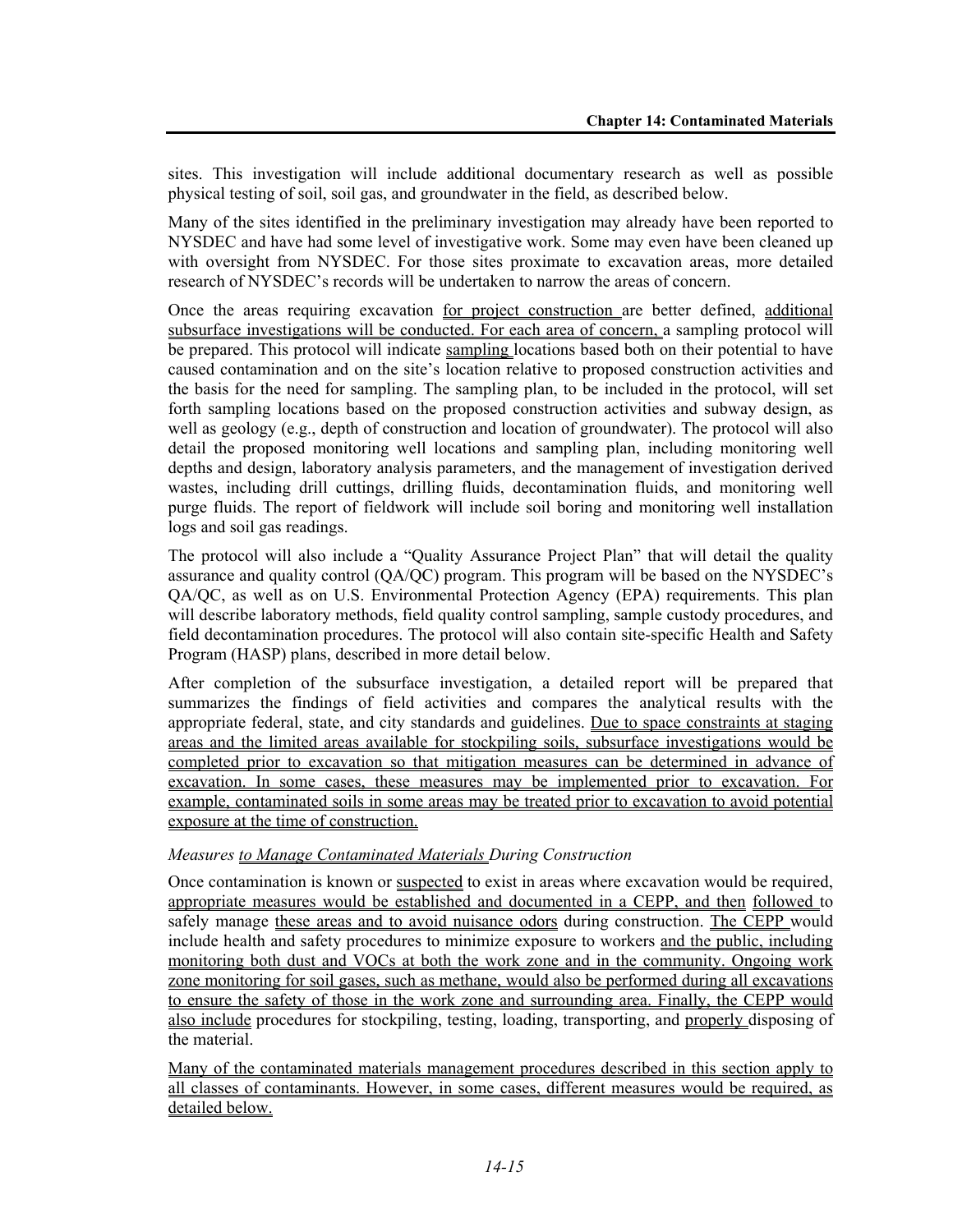sites. This investigation will include additional documentary research as well as possible physical testing of soil, soil gas, and groundwater in the field, as described below.

Many of the sites identified in the preliminary investigation may already have been reported to NYSDEC and have had some level of investigative work. Some may even have been cleaned up with oversight from NYSDEC. For those sites proximate to excavation areas, more detailed research of NYSDEC's records will be undertaken to narrow the areas of concern.

Once the areas requiring excavation for project construction are better defined, additional subsurface investigations will be conducted. For each area of concern, a sampling protocol will be prepared. This protocol will indicate sampling locations based both on their potential to have caused contamination and on the site's location relative to proposed construction activities and the basis for the need for sampling. The sampling plan, to be included in the protocol, will set forth sampling locations based on the proposed construction activities and subway design, as well as geology (e.g., depth of construction and location of groundwater). The protocol will also detail the proposed monitoring well locations and sampling plan, including monitoring well depths and design, laboratory analysis parameters, and the management of investigation derived wastes, including drill cuttings, drilling fluids, decontamination fluids, and monitoring well purge fluids. The report of fieldwork will include soil boring and monitoring well installation logs and soil gas readings.

The protocol will also include a "Quality Assurance Project Plan" that will detail the quality assurance and quality control (QA/QC) program. This program will be based on the NYSDEC's QA/QC, as well as on U.S. Environmental Protection Agency (EPA) requirements. This plan will describe laboratory methods, field quality control sampling, sample custody procedures, and field decontamination procedures. The protocol will also contain site-specific Health and Safety Program (HASP) plans, described in more detail below.

After completion of the subsurface investigation, a detailed report will be prepared that summarizes the findings of field activities and compares the analytical results with the appropriate federal, state, and city standards and guidelines. Due to space constraints at staging areas and the limited areas available for stockpiling soils, subsurface investigations would be completed prior to excavation so that mitigation measures can be determined in advance of excavation. In some cases, these measures may be implemented prior to excavation. For example, contaminated soils in some areas may be treated prior to excavation to avoid potential exposure at the time of construction.

*Measures to Manage Contaminated Materials During Construction*

Once contamination is known or suspected to exist in areas where excavation would be required, appropriate measures would be established and documented in a CEPP, and then followed to safely manage these areas and to avoid nuisance odors during construction. The CEPP would include health and safety procedures to minimize exposure to workers and the public, including monitoring both dust and VOCs at both the work zone and in the community. Ongoing work zone monitoring for soil gases, such as methane, would also be performed during all excavations to ensure the safety of those in the work zone and surrounding area. Finally, the CEPP would also include procedures for stockpiling, testing, loading, transporting, and properly disposing of the material.

Many of the contaminated materials management procedures described in this section apply to all classes of contaminants. However, in some cases, different measures would be required, as detailed below.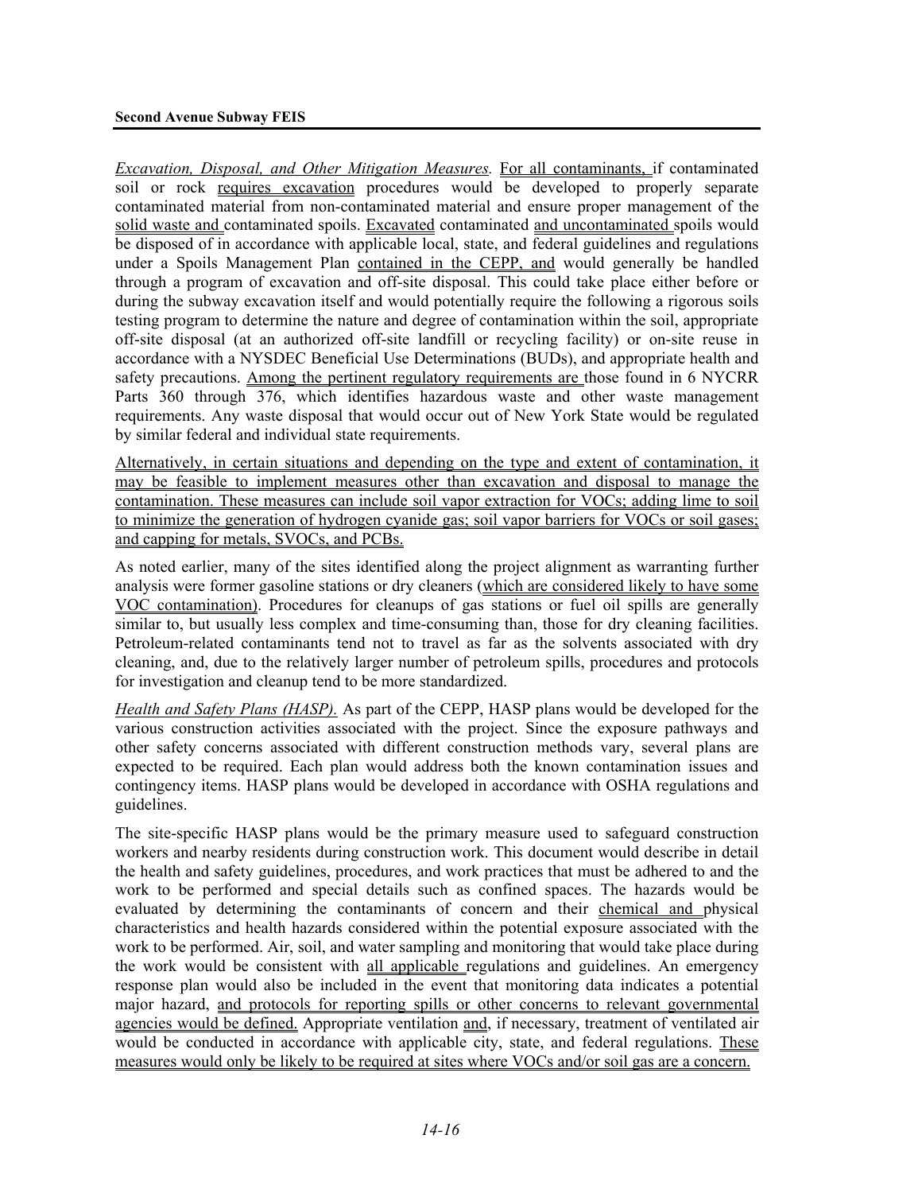*Excavation, Disposal, and Other Mitigation Measures.* For all contaminants, if contaminated soil or rock requires excavation procedures would be developed to properly separate contaminated material from non-contaminated material and ensure proper management of the solid waste and contaminated spoils. Excavated contaminated and uncontaminated spoils would be disposed of in accordance with applicable local, state, and federal guidelines and regulations under a Spoils Management Plan contained in the CEPP, and would generally be handled through a program of excavation and off-site disposal. This could take place either before or during the subway excavation itself and would potentially require the following a rigorous soils testing program to determine the nature and degree of contamination within the soil, appropriate off-site disposal (at an authorized off-site landfill or recycling facility) or on-site reuse in accordance with a NYSDEC Beneficial Use Determinations (BUDs), and appropriate health and safety precautions. Among the pertinent regulatory requirements are those found in 6 NYCRR Parts 360 through 376, which identifies hazardous waste and other waste management requirements. Any waste disposal that would occur out of New York State would be regulated by similar federal and individual state requirements.

Alternatively, in certain situations and depending on the type and extent of contamination, it may be feasible to implement measures other than excavation and disposal to manage the contamination. These measures can include soil vapor extraction for VOCs; adding lime to soil to minimize the generation of hydrogen cyanide gas; soil vapor barriers for VOCs or soil gases; and capping for metals, SVOCs, and PCBs.

As noted earlier, many of the sites identified along the project alignment as warranting further analysis were former gasoline stations or dry cleaners (which are considered likely to have some VOC contamination). Procedures for cleanups of gas stations or fuel oil spills are generally similar to, but usually less complex and time-consuming than, those for dry cleaning facilities. Petroleum-related contaminants tend not to travel as far as the solvents associated with dry cleaning, and, due to the relatively larger number of petroleum spills, procedures and protocols for investigation and cleanup tend to be more standardized.

*Health and Safety Plans (HASP).* As part of the CEPP, HASP plans would be developed for the various construction activities associated with the project. Since the exposure pathways and other safety concerns associated with different construction methods vary, several plans are expected to be required. Each plan would address both the known contamination issues and contingency items. HASP plans would be developed in accordance with OSHA regulations and guidelines.

The site-specific HASP plans would be the primary measure used to safeguard construction workers and nearby residents during construction work. This document would describe in detail the health and safety guidelines, procedures, and work practices that must be adhered to and the work to be performed and special details such as confined spaces. The hazards would be evaluated by determining the contaminants of concern and their chemical and physical characteristics and health hazards considered within the potential exposure associated with the work to be performed. Air, soil, and water sampling and monitoring that would take place during the work would be consistent with all applicable regulations and guidelines. An emergency response plan would also be included in the event that monitoring data indicates a potential major hazard, and protocols for reporting spills or other concerns to relevant governmental agencies would be defined. Appropriate ventilation and, if necessary, treatment of ventilated air would be conducted in accordance with applicable city, state, and federal regulations. These measures would only be likely to be required at sites where VOCs and/or soil gas are a concern.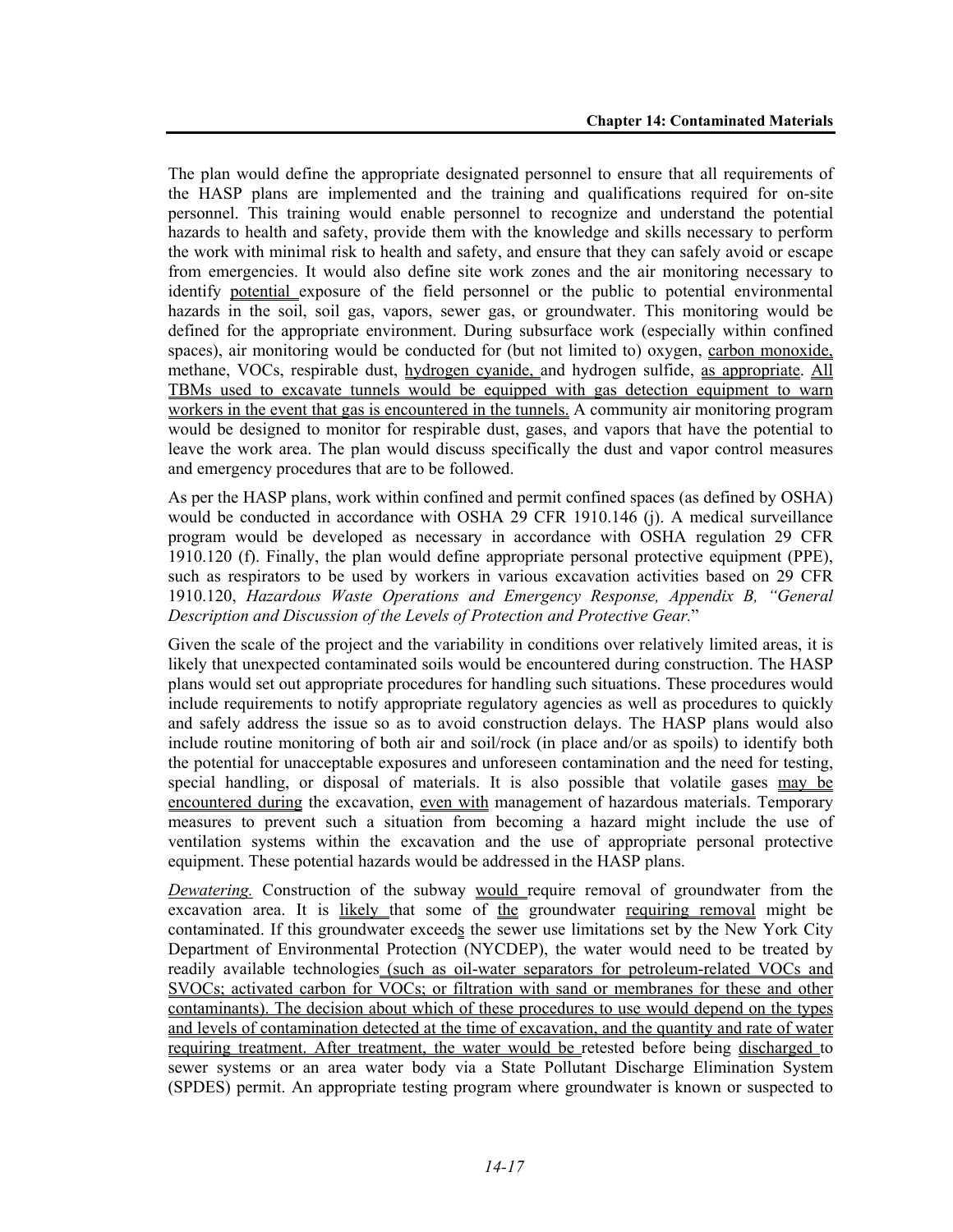The plan would define the appropriate designated personnel to ensure that all requirements of the HASP plans are implemented and the training and qualifications required for on-site personnel. This training would enable personnel to recognize and understand the potential hazards to health and safety, provide them with the knowledge and skills necessary to perform the work with minimal risk to health and safety, and ensure that they can safely avoid or escape from emergencies. It would also define site work zones and the air monitoring necessary to identify potential exposure of the field personnel or the public to potential environmental hazards in the soil, soil gas, vapors, sewer gas, or groundwater. This monitoring would be defined for the appropriate environment. During subsurface work (especially within confined spaces), air monitoring would be conducted for (but not limited to) oxygen, carbon monoxide, methane, VOCs, respirable dust, hydrogen cyanide, and hydrogen sulfide, as appropriate. All TBMs used to excavate tunnels would be equipped with gas detection equipment to warn workers in the event that gas is encountered in the tunnels. A community air monitoring program would be designed to monitor for respirable dust, gases, and vapors that have the potential to leave the work area. The plan would discuss specifically the dust and vapor control measures and emergency procedures that are to be followed.

As per the HASP plans, work within confined and permit confined spaces (as defined by OSHA) would be conducted in accordance with OSHA 29 CFR 1910.146 (j). A medical surveillance program would be developed as necessary in accordance with OSHA regulation 29 CFR 1910.120 (f). Finally, the plan would define appropriate personal protective equipment (PPE), such as respirators to be used by workers in various excavation activities based on 29 CFR 1910.120, *Hazardous Waste Operations and Emergency Response, Appendix B, "General Description and Discussion of the Levels of Protection and Protective Gear.*"

Given the scale of the project and the variability in conditions over relatively limited areas, it is likely that unexpected contaminated soils would be encountered during construction. The HASP plans would set out appropriate procedures for handling such situations. These procedures would include requirements to notify appropriate regulatory agencies as well as procedures to quickly and safely address the issue so as to avoid construction delays. The HASP plans would also include routine monitoring of both air and soil/rock (in place and/or as spoils) to identify both the potential for unacceptable exposures and unforeseen contamination and the need for testing, special handling, or disposal of materials. It is also possible that volatile gases may be encountered during the excavation, even with management of hazardous materials. Temporary measures to prevent such a situation from becoming a hazard might include the use of ventilation systems within the excavation and the use of appropriate personal protective equipment. These potential hazards would be addressed in the HASP plans.

*Dewatering.* Construction of the subway would require removal of groundwater from the excavation area. It is likely that some of the groundwater requiring removal might be contaminated. If this groundwater exceeds the sewer use limitations set by the New York City Department of Environmental Protection (NYCDEP), the water would need to be treated by readily available technologies (such as oil-water separators for petroleum-related VOCs and SVOCs; activated carbon for VOCs; or filtration with sand or membranes for these and other contaminants). The decision about which of these procedures to use would depend on the types and levels of contamination detected at the time of excavation, and the quantity and rate of water requiring treatment. After treatment, the water would be retested before being discharged to sewer systems or an area water body via a State Pollutant Discharge Elimination System (SPDES) permit. An appropriate testing program where groundwater is known or suspected to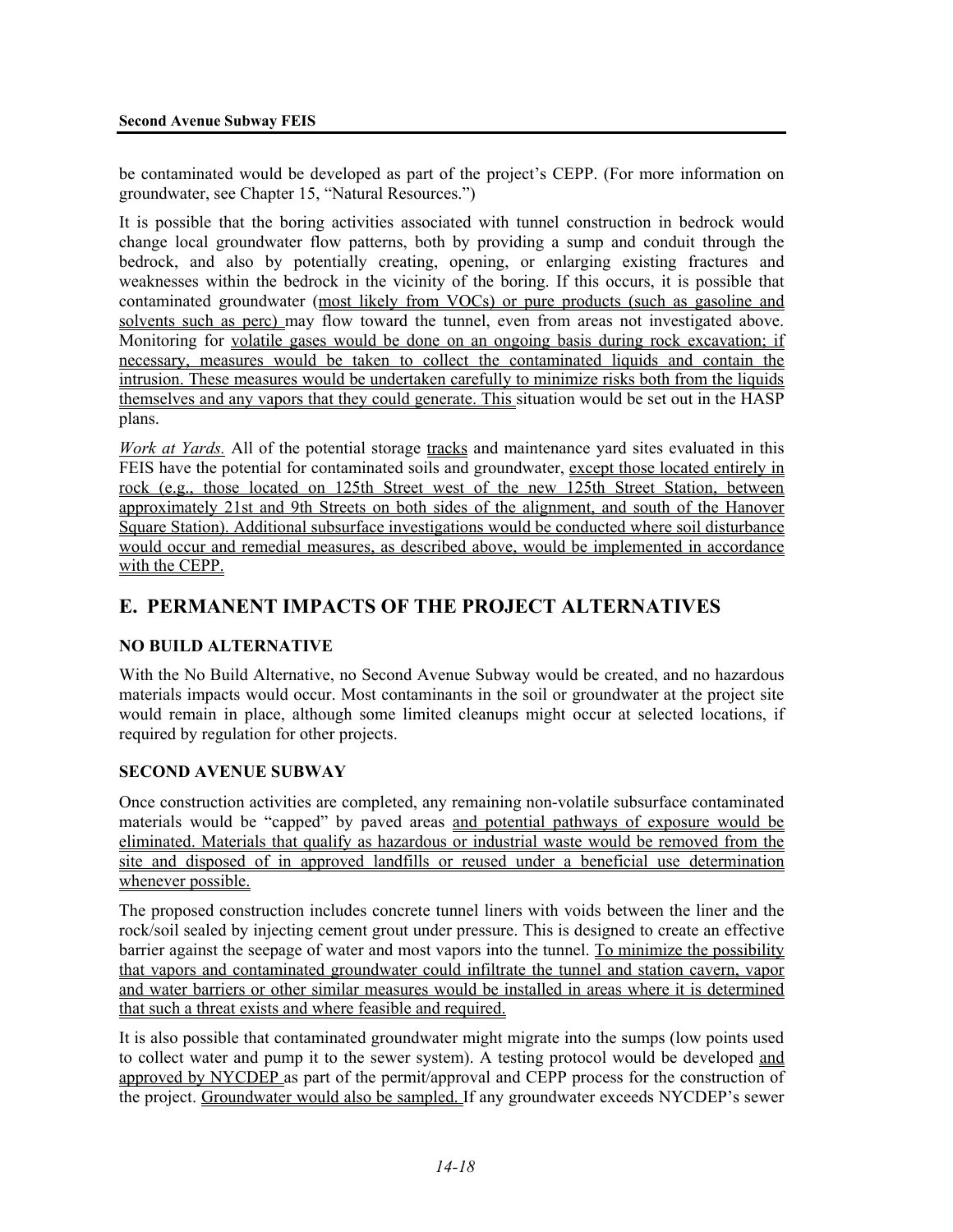be contaminated would be developed as part of the project's CEPP. (For more information on groundwater, see Chapter 15, "Natural Resources.")

It is possible that the boring activities associated with tunnel construction in bedrock would change local groundwater flow patterns, both by providing a sump and conduit through the bedrock, and also by potentially creating, opening, or enlarging existing fractures and weaknesses within the bedrock in the vicinity of the boring. If this occurs, it is possible that contaminated groundwater (most likely from VOCs) or pure products (such as gasoline and solvents such as perc) may flow toward the tunnel, even from areas not investigated above. Monitoring for volatile gases would be done on an ongoing basis during rock excavation; if necessary, measures would be taken to collect the contaminated liquids and contain the intrusion. These measures would be undertaken carefully to minimize risks both from the liquids themselves and any vapors that they could generate. This situation would be set out in the HASP plans.

*Work at Yards.* All of the potential storage tracks and maintenance yard sites evaluated in this FEIS have the potential for contaminated soils and groundwater, except those located entirely in rock (e.g., those located on 125th Street west of the new 125th Street Station, between approximately 21st and 9th Streets on both sides of the alignment, and south of the Hanover Square Station). Additional subsurface investigations would be conducted where soil disturbance would occur and remedial measures, as described above, would be implemented in accordance with the CEPP.

## E. PERMANENT IMPACTS OF THE PROJECT ALTERNATIVES

### NO BUILD ALTERNATIVE

With the No Build Alternative, no Second Avenue Subway would be created, and no hazardous materials impacts would occur. Most contaminants in the soil or groundwater at the project site would remain in place, although some limited cleanups might occur at selected locations, if required by regulation for other projects.

### SECOND AVENUE SUBWAY

Once construction activities are completed, any remaining non-volatile subsurface contaminated materials would be "capped" by paved areas and potential pathways of exposure would be eliminated. Materials that qualify as hazardous or industrial waste would be removed from the site and disposed of in approved landfills or reused under a beneficial use determination whenever possible.

The proposed construction includes concrete tunnel liners with voids between the liner and the rock/soil sealed by injecting cement grout under pressure. This is designed to create an effective barrier against the seepage of water and most vapors into the tunnel. To minimize the possibility that vapors and contaminated groundwater could infiltrate the tunnel and station cavern, vapor and water barriers or other similar measures would be installed in areas where it is determined that such a threat exists and where feasible and required.

It is also possible that contaminated groundwater might migrate into the sumps (low points used to collect water and pump it to the sewer system). A testing protocol would be developed and approved by NYCDEP as part of the permit/approval and CEPP process for the construction of the project. Groundwater would also be sampled. If any groundwater exceeds NYCDEP's sewer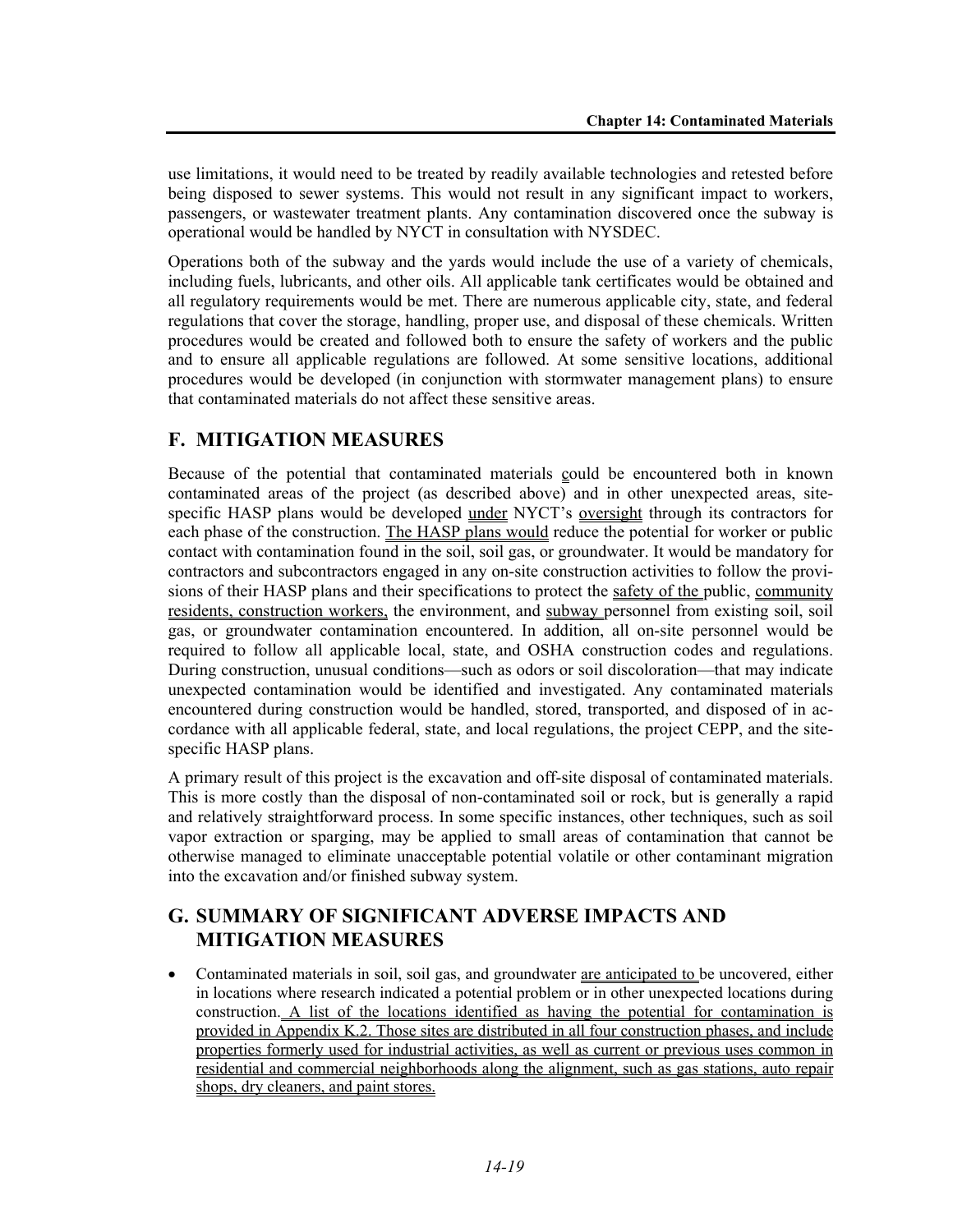use limitations, it would need to be treated by readily available technologies and retested before being disposed to sewer systems. This would not result in any significant impact to workers, passengers, or wastewater treatment plants. Any contamination discovered once the subway is operational would be handled by NYCT in consultation with NYSDEC.

Operations both of the subway and the yards would include the use of a variety of chemicals, including fuels, lubricants, and other oils. All applicable tank certificates would be obtained and all regulatory requirements would be met. There are numerous applicable city, state, and federal regulations that cover the storage, handling, proper use, and disposal of these chemicals. Written procedures would be created and followed both to ensure the safety of workers and the public and to ensure all applicable regulations are followed. At some sensitive locations, additional procedures would be developed (in conjunction with stormwater management plans) to ensure that contaminated materials do not affect these sensitive areas.

## F. MITIGATION MEASURES

Because of the potential that contaminated materials could be encountered both in known contaminated areas of the project (as described above) and in other unexpected areas, site-specific HASP plans would be developed under NYCT's oversight through its contractors for each phase of the construction. The HASP plans would reduce the potential for worker or public contact with contamination found in the soil, soil gas, or groundwater. It would be mandatory for contractors and subcontractors engaged in any on-site construction activities to follow the provisions of their HASP plans and their specifications to protect the safety of the public, community residents, construction workers, the environment, and subway personnel from existing soil, soil gas, or groundwater contamination encountered. In addition, all on-site personnel would be required to follow all applicable local, state, and OSHA construction codes and regulations. During construction, unusual conditions—such as odors or soil discoloration—that may indicate unexpected contamination would be identified and investigated. Any contaminated materials encountered during construction would be handled, stored, transported, and disposed of in accordance with all applicable federal, state, and local regulations, the project CEPP, and the site-specific HASP plans.

A primary result of this project is the excavation and off-site disposal of contaminated materials. This is more costly than the disposal of non-contaminated soil or rock, but is generally a rapid and relatively straightforward process. In some specific instances, other techniques, such as soil vapor extraction or sparging, may be applied to small areas of contamination that cannot be otherwise managed to eliminate unacceptable potential volatile or other contaminant migration into the excavation and/or finished subway system.

## G. SUMMARY OF SIGNIFICANT ADVERSE IMPACTS AND MITIGATION MEASURES

- Contaminated materials in soil, soil gas, and groundwater are anticipated to be uncovered, either in locations where research indicated a potential problem or in other unexpected locations during construction. A list of the locations identified as having the potential for contamination is provided in Appendix K.2. Those sites are distributed in all four construction phases, and include properties formerly used for industrial activities, as well as current or previous uses common in residential and commercial neighborhoods along the alignment, such as gas stations, auto repair shops, dry cleaners, and paint stores.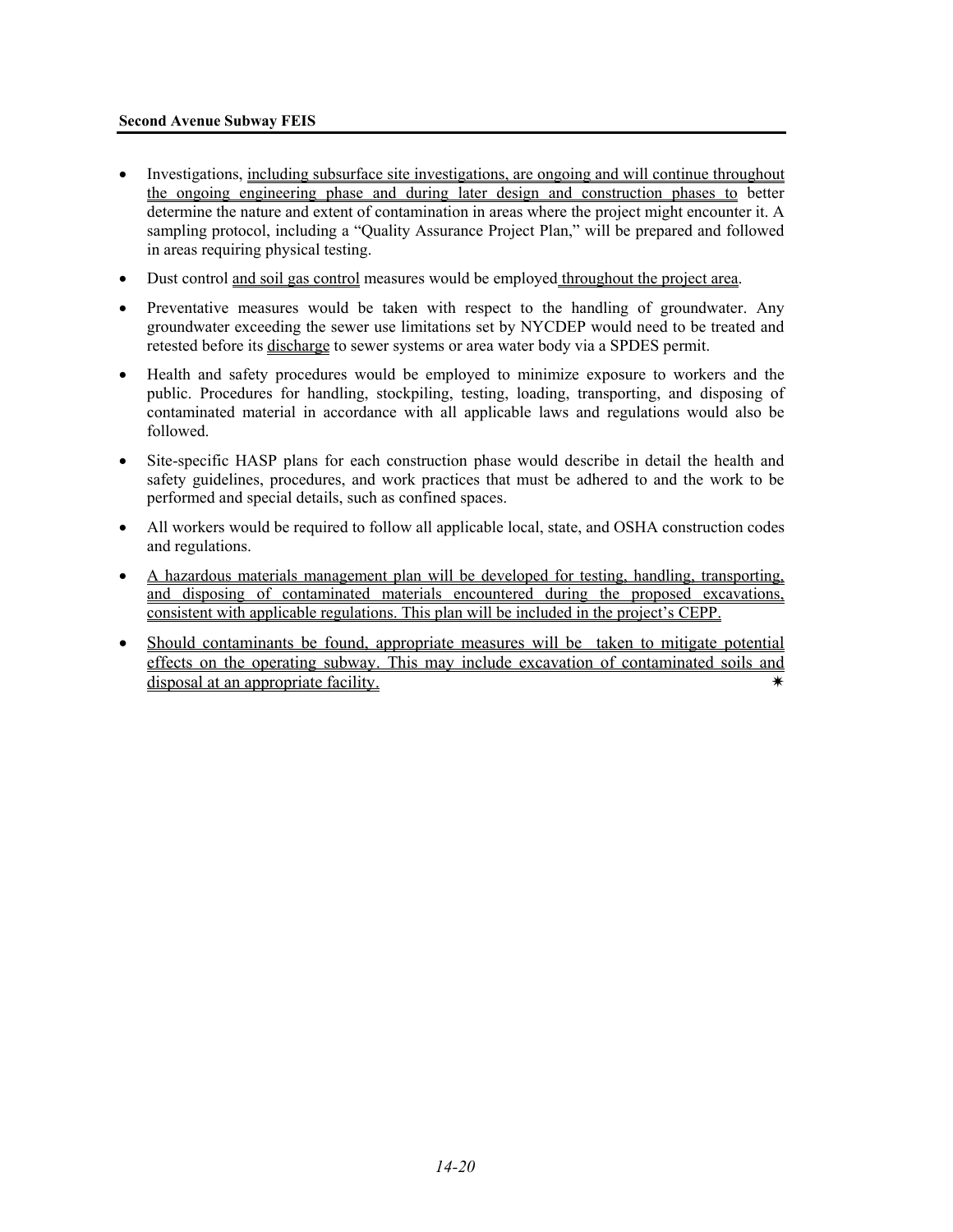- Investigations, including subsurface site investigations, are ongoing and will continue throughout the ongoing engineering phase and during later design and construction phases to better determine the nature and extent of contamination in areas where the project might encounter it. A sampling protocol, including a "Quality Assurance Project Plan," will be prepared and followed in areas requiring physical testing.
- Dust control and soil gas control measures would be employed throughout the project area.
- Preventative measures would be taken with respect to the handling of groundwater. Any groundwater exceeding the sewer use limitations set by NYCDEP would need to be treated and retested before its discharge to sewer systems or area water body via a SPDES permit.
- Health and safety procedures would be employed to minimize exposure to workers and the public. Procedures for handling, stockpiling, testing, loading, transporting, and disposing of contaminated material in accordance with all applicable laws and regulations would also be followed.
- Site-specific HASP plans for each construction phase would describe in detail the health and safety guidelines, procedures, and work practices that must be adhered to and the work to be performed and special details, such as confined spaces.
- All workers would be required to follow all applicable local, state, and OSHA construction codes and regulations.
- A hazardous materials management plan will be developed for testing, handling, transporting, and disposing of contaminated materials encountered during the proposed excavations, consistent with applicable regulations. This plan will be included in the project's CEPP.
- Should contaminants be found, appropriate measures will be taken to mitigate potential effects on the operating subway. This may include excavation of contaminated soils and disposal at an appropriate facility. *